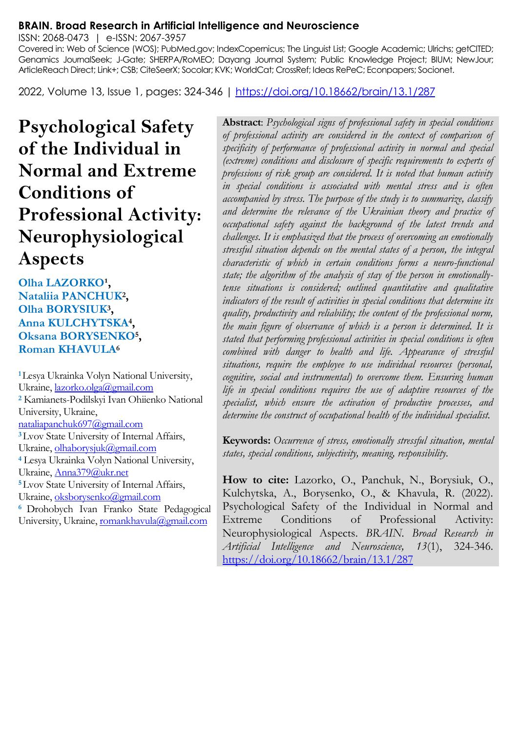**BRAIN. Broad Research in Artificial Intelligence and Neuroscience**

ISSN: 2068-0473 | e-ISSN: 2067-3957

Covered in: Web of Science (WOS); PubMed.gov; IndexCopernicus; The Linguist List; Google Academic; Ulrichs; getCITED; Genamics JournalSeek; J-Gate; SHERPA/RoMEO; Dayang Journal System; Public Knowledge Project; BIUM; NewJour; ArticleReach Direct; Link+; CSB; CiteSeerX; Socolar; KVK; WorldCat; CrossRef; Ideas RePeC; Econpapers; Socionet.

2022, Volume 13, Issue 1, pages: 324-346 | https://doi.org/10.18662/brain/13.1/287

# Psychological Safety of the Individual in Normal and Extreme Conditions of Professional Activity: Neurophysiological Aspects

**Olha LAZORKO[1], Nataliia PANCHUK[2], Olha BORYSIUK[3], Anna KULCHYTSKA[4], Oksana BORYSENKO[5], Roman KHAVULA[6]**

[1] Lesya Ukrainka Volyn National University, Ukraine, lazorko.olga@gmail.com

[2] Kamianets-Podilskyi Ivan Ohiienko National University, Ukraine, nataliapanchuk697@gmail.com

[3] Lvov State University of Internal Affairs, Ukraine, olhaborysjuk@gmail.com

[4] Lesya Ukrainka Volyn National University, Ukraine, Anna379@ukr.net

[5] Lvov State University of Internal Affairs, Ukraine, oksborysenko@gmail.com

[6] Drohobych Ivan Franko State Pedagogical University, Ukraine, romankhavula@gmail.com

**Abstract**: *Psychological signs of professional safety in special conditions of professional activity are considered in the context of comparison of specificity of performance of professional activity in normal and special (extreme) conditions and disclosure of specific requirements to experts of professions of risk group are considered. It is noted that human activity in special conditions is associated with mental stress and is often accompanied by stress. The purpose of the study is to summarize, classify and determine the relevance of the Ukrainian theory and practice of occupational safety against the background of the latest trends and challenges. It is emphasized that the process of overcoming an emotionally stressful situation depends on the mental states of a person, the integral characteristic of which in certain conditions forms a neuro-functional state; the algorithm of the analysis of stay of the person in emotionally-tense situations is considered; outlined quantitative and qualitative indicators of the result of activities in special conditions that determine its quality, productivity and reliability; the content of the professional norm, the main figure of observance of which is a person is determined. It is stated that performing professional activities in special conditions is often combined with danger to health and life. Appearance of stressful situations, require the employee to use individual resources (personal, cognitive, social and instrumental) to overcome them. Ensuring human life in special conditions requires the use of adaptive resources of the specialist, which ensure the activation of productive processes, and determine the construct of occupational health of the individual specialist.*

**Keywords:** *Occurrence of stress, emotionally stressful situation, mental states, special conditions, subjectivity, meaning, responsibility.*

**How to cite:** Lazorko, O., Panchuk, N., Borysiuk, O., Kulchytska, A., Borysenko, O., & Khavula, R. (2022). Psychological Safety of the Individual in Normal and Extreme Conditions of Professional Activity: Neurophysiological Aspects. *BRAIN. Broad Research in Artificial Intelligence and Neuroscience, 13*(1), 324-346. https://doi.org/10.18662/brain/13.1/287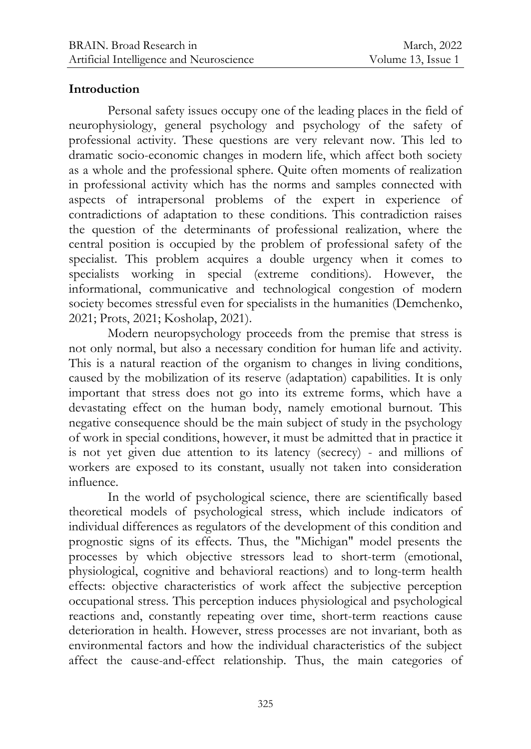## Introduction

Personal safety issues occupy one of the leading places in the field of neurophysiology, general psychology and psychology of the safety of professional activity. These questions are very relevant now. This led to dramatic socio-economic changes in modern life, which affect both society as a whole and the professional sphere. Quite often moments of realization in professional activity which has the norms and samples connected with aspects of intrapersonal problems of the expert in experience of contradictions of adaptation to these conditions. This contradiction raises the question of the determinants of professional realization, where the central position is occupied by the problem of professional safety of the specialist. This problem acquires a double urgency when it comes to specialists working in special (extreme conditions). However, the informational, communicative and technological congestion of modern society becomes stressful even for specialists in the humanities (Demchenko, 2021; Prots, 2021; Kosholap, 2021).

Modern neuropsychology proceeds from the premise that stress is not only normal, but also a necessary condition for human life and activity. This is a natural reaction of the organism to changes in living conditions, caused by the mobilization of its reserve (adaptation) capabilities. It is only important that stress does not go into its extreme forms, which have a devastating effect on the human body, namely emotional burnout. This negative consequence should be the main subject of study in the psychology of work in special conditions, however, it must be admitted that in practice it is not yet given due attention to its latency (secrecy) - and millions of workers are exposed to its constant, usually not taken into consideration influence.

In the world of psychological science, there are scientifically based theoretical models of psychological stress, which include indicators of individual differences as regulators of the development of this condition and prognostic signs of its effects. Thus, the "Michigan" model presents the processes by which objective stressors lead to short-term (emotional, physiological, cognitive and behavioral reactions) and to long-term health effects: objective characteristics of work affect the subjective perception occupational stress. This perception induces physiological and psychological reactions and, constantly repeating over time, short-term reactions cause deterioration in health. However, stress processes are not invariant, both as environmental factors and how the individual characteristics of the subject affect the cause-and-effect relationship. Thus, the main categories of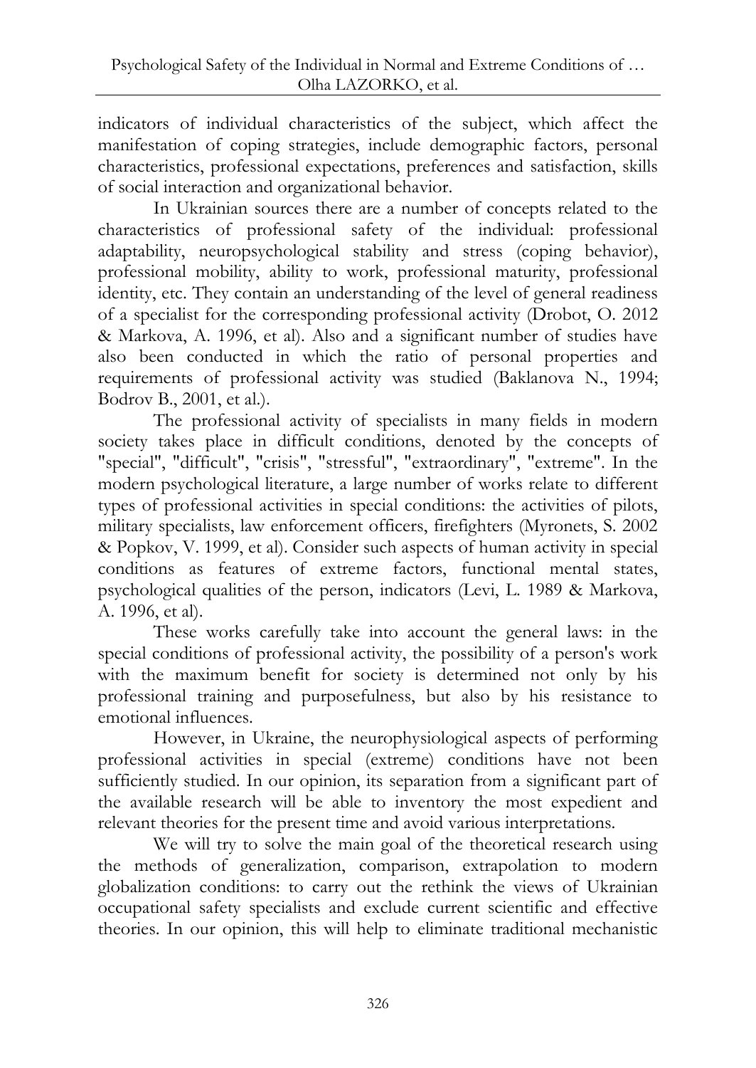indicators of individual characteristics of the subject, which affect the manifestation of coping strategies, include demographic factors, personal characteristics, professional expectations, preferences and satisfaction, skills of social interaction and organizational behavior.

In Ukrainian sources there are a number of concepts related to the characteristics of professional safety of the individual: professional adaptability, neuropsychological stability and stress (coping behavior), professional mobility, ability to work, professional maturity, professional identity, etc. They contain an understanding of the level of general readiness of a specialist for the corresponding professional activity (Drobot, O. 2012 & Markova, A. 1996, et al). Also and a significant number of studies have also been conducted in which the ratio of personal properties and requirements of professional activity was studied (Baklanova N., 1994; Bodrov B., 2001, et al.).

The professional activity of specialists in many fields in modern society takes place in difficult conditions, denoted by the concepts of "special", "difficult", "crisis", "stressful", "extraordinary", "extreme". In the modern psychological literature, a large number of works relate to different types of professional activities in special conditions: the activities of pilots, military specialists, law enforcement officers, firefighters (Myronets, S. 2002 & Popkov, V. 1999, et al). Consider such aspects of human activity in special conditions as features of extreme factors, functional mental states, psychological qualities of the person, indicators (Levi, L. 1989 & Markova, A. 1996, et al).

These works carefully take into account the general laws: in the special conditions of professional activity, the possibility of a person's work with the maximum benefit for society is determined not only by his professional training and purposefulness, but also by his resistance to emotional influences.

However, in Ukraine, the neurophysiological aspects of performing professional activities in special (extreme) conditions have not been sufficiently studied. In our opinion, its separation from a significant part of the available research will be able to inventory the most expedient and relevant theories for the present time and avoid various interpretations.

We will try to solve the main goal of the theoretical research using the methods of generalization, comparison, extrapolation to modern globalization conditions: to carry out the rethink the views of Ukrainian occupational safety specialists and exclude current scientific and effective theories. In our opinion, this will help to eliminate traditional mechanistic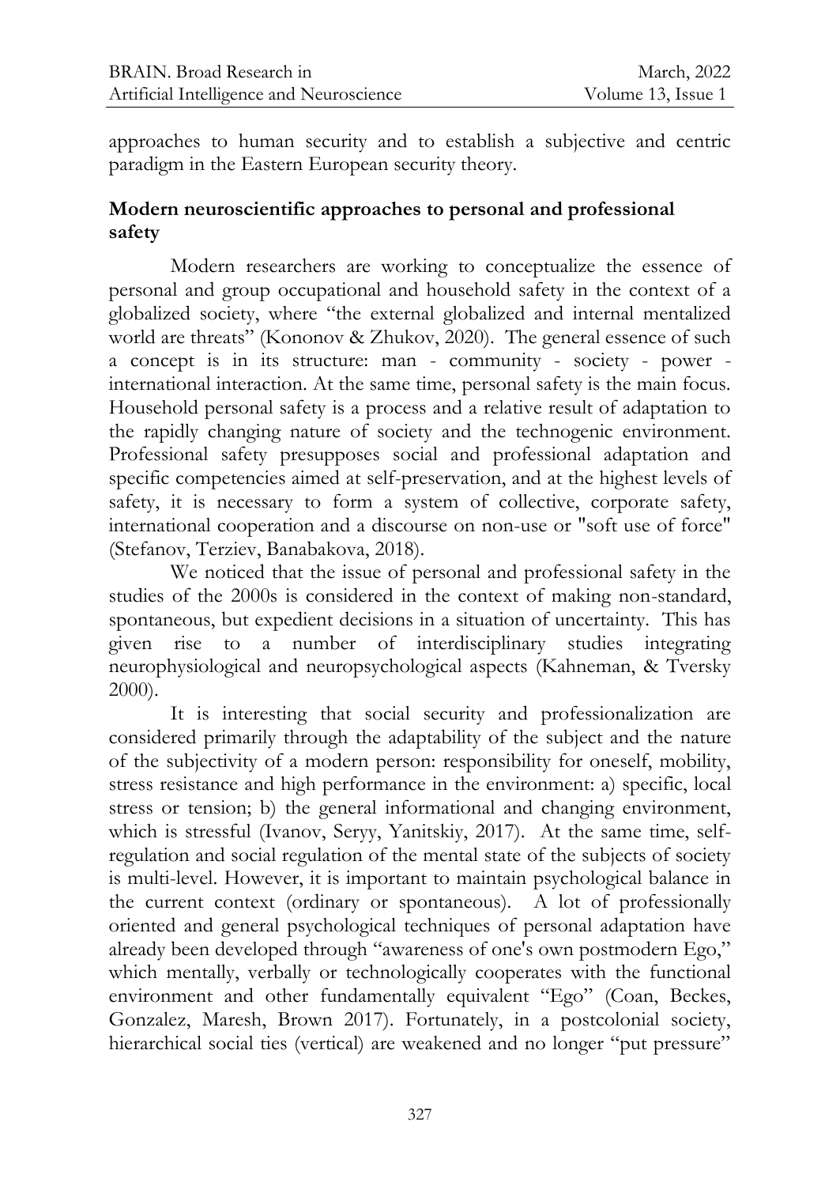approaches to human security and to establish a subjective and centric paradigm in the Eastern European security theory.

## Modern neuroscientific approaches to personal and professional safety

Modern researchers are working to conceptualize the essence of personal and group occupational and household safety in the context of a globalized society, where "the external globalized and internal mentalized world are threats" (Kononov & Zhukov, 2020). The general essence of such a concept is in its structure: man - community - society - power - international interaction. At the same time, personal safety is the main focus. Household personal safety is a process and a relative result of adaptation to the rapidly changing nature of society and the technogenic environment. Professional safety presupposes social and professional adaptation and specific competencies aimed at self-preservation, and at the highest levels of safety, it is necessary to form a system of collective, corporate safety, international cooperation and a discourse on non-use or "soft use of force" (Stefanov, Terziev, Banabakova, 2018).

We noticed that the issue of personal and professional safety in the studies of the 2000s is considered in the context of making non-standard, spontaneous, but expedient decisions in a situation of uncertainty. This has given rise to a number of interdisciplinary studies integrating neurophysiological and neuropsychological aspects (Kahneman, & Tversky 2000).

It is interesting that social security and professionalization are considered primarily through the adaptability of the subject and the nature of the subjectivity of a modern person: responsibility for oneself, mobility, stress resistance and high performance in the environment: a) specific, local stress or tension; b) the general informational and changing environment, which is stressful (Ivanov, Seryy, Yanitskiy, 2017). At the same time, self-regulation and social regulation of the mental state of the subjects of society is multi-level. However, it is important to maintain psychological balance in the current context (ordinary or spontaneous). A lot of professionally oriented and general psychological techniques of personal adaptation have already been developed through "awareness of one's own postmodern Ego," which mentally, verbally or technologically cooperates with the functional environment and other fundamentally equivalent "Ego" (Coan, Beckes, Gonzalez, Maresh, Brown 2017). Fortunately, in a postcolonial society, hierarchical social ties (vertical) are weakened and no longer "put pressure"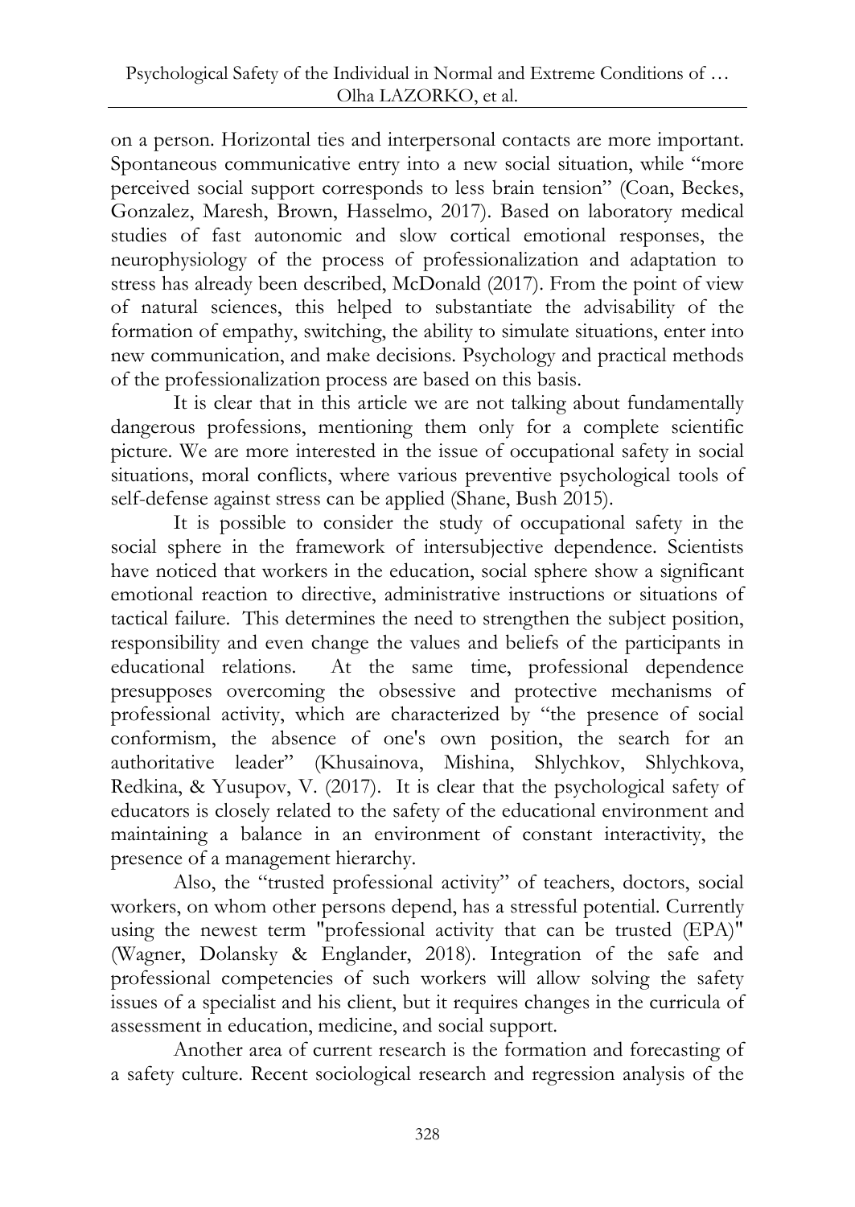on a person. Horizontal ties and interpersonal contacts are more important. Spontaneous communicative entry into a new social situation, while "more perceived social support corresponds to less brain tension" (Coan, Beckes, Gonzalez, Maresh, Brown, Hasselmo, 2017). Based on laboratory medical studies of fast autonomic and slow cortical emotional responses, the neurophysiology of the process of professionalization and adaptation to stress has already been described, McDonald (2017). From the point of view of natural sciences, this helped to substantiate the advisability of the formation of empathy, switching, the ability to simulate situations, enter into new communication, and make decisions. Psychology and practical methods of the professionalization process are based on this basis.

It is clear that in this article we are not talking about fundamentally dangerous professions, mentioning them only for a complete scientific picture. We are more interested in the issue of occupational safety in social situations, moral conflicts, where various preventive psychological tools of self-defense against stress can be applied (Shane, Bush 2015).

It is possible to consider the study of occupational safety in the social sphere in the framework of intersubjective dependence. Scientists have noticed that workers in the education, social sphere show a significant emotional reaction to directive, administrative instructions or situations of tactical failure. This determines the need to strengthen the subject position, responsibility and even change the values and beliefs of the participants in educational relations. At the same time, professional dependence presupposes overcoming the obsessive and protective mechanisms of professional activity, which are characterized by "the presence of social conformism, the absence of one's own position, the search for an authoritative leader" (Khusainova, Mishina, Shlychkov, Shlychkova, Redkina, & Yusupov, V. (2017). It is clear that the psychological safety of educators is closely related to the safety of the educational environment and maintaining a balance in an environment of constant interactivity, the presence of a management hierarchy.

Also, the "trusted professional activity" of teachers, doctors, social workers, on whom other persons depend, has a stressful potential. Currently using the newest term "professional activity that can be trusted (EPA)" (Wagner, Dolansky & Englander, 2018). Integration of the safe and professional competencies of such workers will allow solving the safety issues of a specialist and his client, but it requires changes in the curricula of assessment in education, medicine, and social support.

Another area of current research is the formation and forecasting of a safety culture. Recent sociological research and regression analysis of the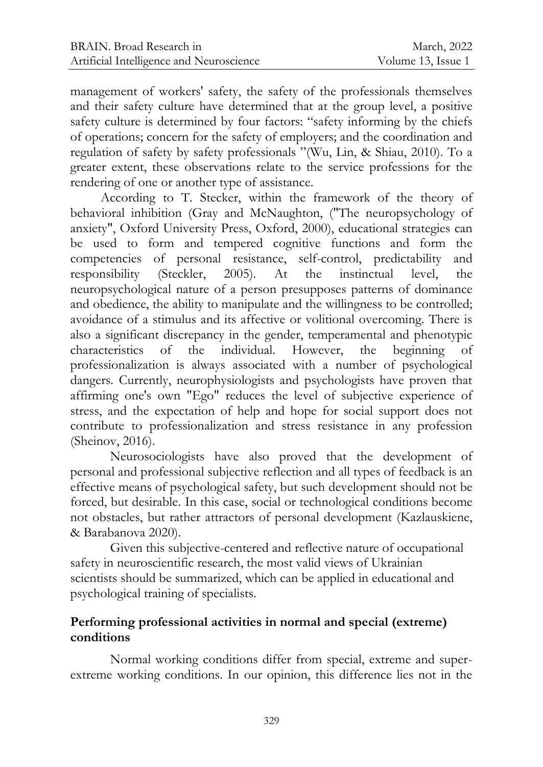management of workers' safety, the safety of the professionals themselves and their safety culture have determined that at the group level, a positive safety culture is determined by four factors: "safety informing by the chiefs of operations; concern for the safety of employers; and the coordination and regulation of safety by safety professionals "(Wu, Lin, & Shiau, 2010). To a greater extent, these observations relate to the service professions for the rendering of one or another type of assistance.

According to T. Stecker, within the framework of the theory of behavioral inhibition (Gray and McNaughton, ("The neuropsychology of anxiety", Oxford University Press, Oxford, 2000), educational strategies can be used to form and tempered cognitive functions and form the competencies of personal resistance, self-control, predictability and responsibility (Steckler, 2005). At the instinctual level, the neuropsychological nature of a person presupposes patterns of dominance and obedience, the ability to manipulate and the willingness to be controlled; avoidance of a stimulus and its affective or volitional overcoming. There is also a significant discrepancy in the gender, temperamental and phenotypic characteristics of the individual. However, the beginning of professionalization is always associated with a number of psychological dangers. Currently, neurophysiologists and psychologists have proven that affirming one's own "Ego" reduces the level of subjective experience of stress, and the expectation of help and hope for social support does not contribute to professionalization and stress resistance in any profession (Sheinov, 2016).

Neurosociologists have also proved that the development of personal and professional subjective reflection and all types of feedback is an effective means of psychological safety, but such development should not be forced, but desirable. In this case, social or technological conditions become not obstacles, but rather attractors of personal development (Kazlauskiene, & Barabanova 2020).

Given this subjective-centered and reflective nature of occupational safety in neuroscientific research, the most valid views of Ukrainian scientists should be summarized, which can be applied in educational and psychological training of specialists.

## Performing professional activities in normal and special (extreme) conditions

Normal working conditions differ from special, extreme and super-extreme working conditions. In our opinion, this difference lies not in the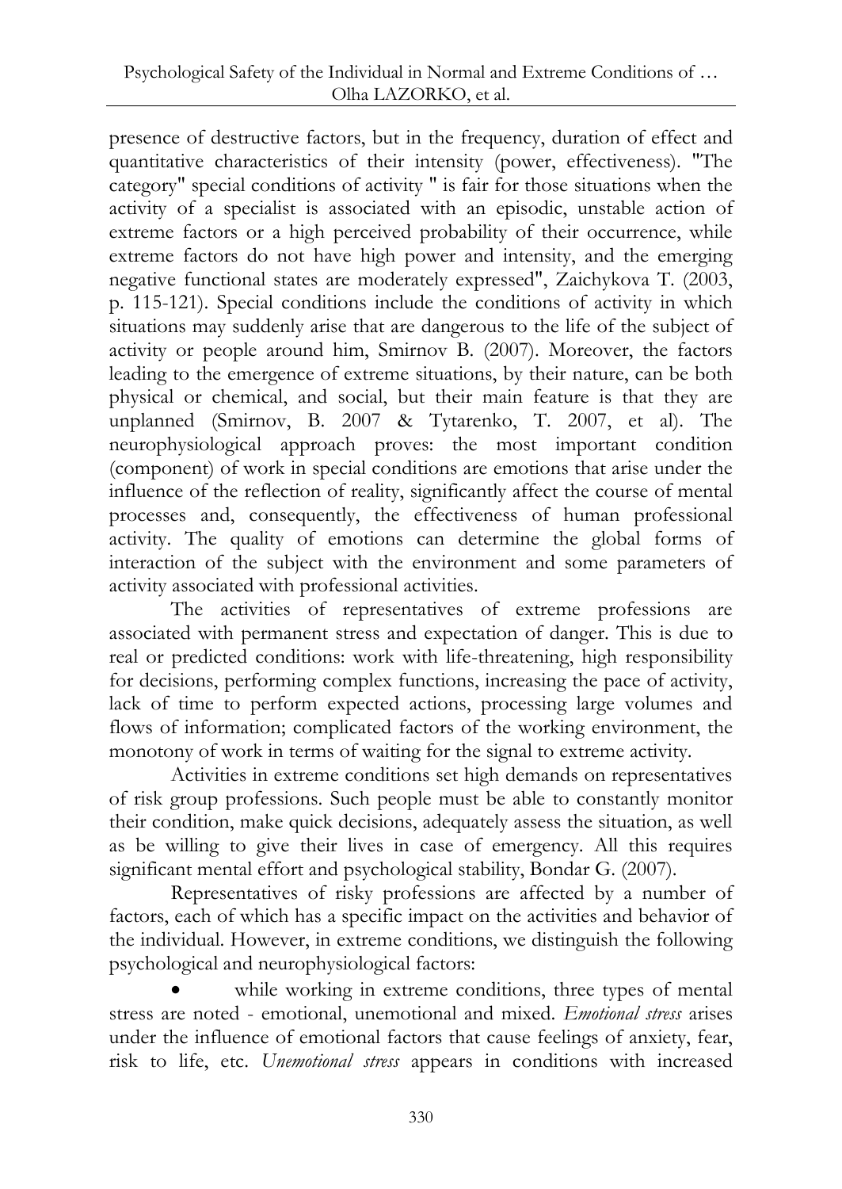presence of destructive factors, but in the frequency, duration of effect and quantitative characteristics of their intensity (power, effectiveness). "The category" special conditions of activity " is fair for those situations when the activity of a specialist is associated with an episodic, unstable action of extreme factors or a high perceived probability of their occurrence, while extreme factors do not have high power and intensity, and the emerging negative functional states are moderately expressed", Zaichykova T. (2003, p. 115-121). Special conditions include the conditions of activity in which situations may suddenly arise that are dangerous to the life of the subject of activity or people around him, Smirnov B. (2007). Moreover, the factors leading to the emergence of extreme situations, by their nature, can be both physical or chemical, and social, but their main feature is that they are unplanned (Smirnov, B. 2007 & Tytarenko, T. 2007, et al). The neurophysiological approach proves: the most important condition (component) of work in special conditions are emotions that arise under the influence of the reflection of reality, significantly affect the course of mental processes and, consequently, the effectiveness of human professional activity. The quality of emotions can determine the global forms of interaction of the subject with the environment and some parameters of activity associated with professional activities.

The activities of representatives of extreme professions are associated with permanent stress and expectation of danger. This is due to real or predicted conditions: work with life-threatening, high responsibility for decisions, performing complex functions, increasing the pace of activity, lack of time to perform expected actions, processing large volumes and flows of information; complicated factors of the working environment, the monotony of work in terms of waiting for the signal to extreme activity.

Activities in extreme conditions set high demands on representatives of risk group professions. Such people must be able to constantly monitor their condition, make quick decisions, adequately assess the situation, as well as be willing to give their lives in case of emergency. All this requires significant mental effort and psychological stability, Bondar G. (2007).

Representatives of risky professions are affected by a number of factors, each of which has a specific impact on the activities and behavior of the individual. However, in extreme conditions, we distinguish the following psychological and neurophysiological factors:

- while working in extreme conditions, three types of mental stress are noted - emotional, unemotional and mixed. *Emotional stress* arises under the influence of emotional factors that cause feelings of anxiety, fear, risk to life, etc. *Unemotional stress* appears in conditions with increased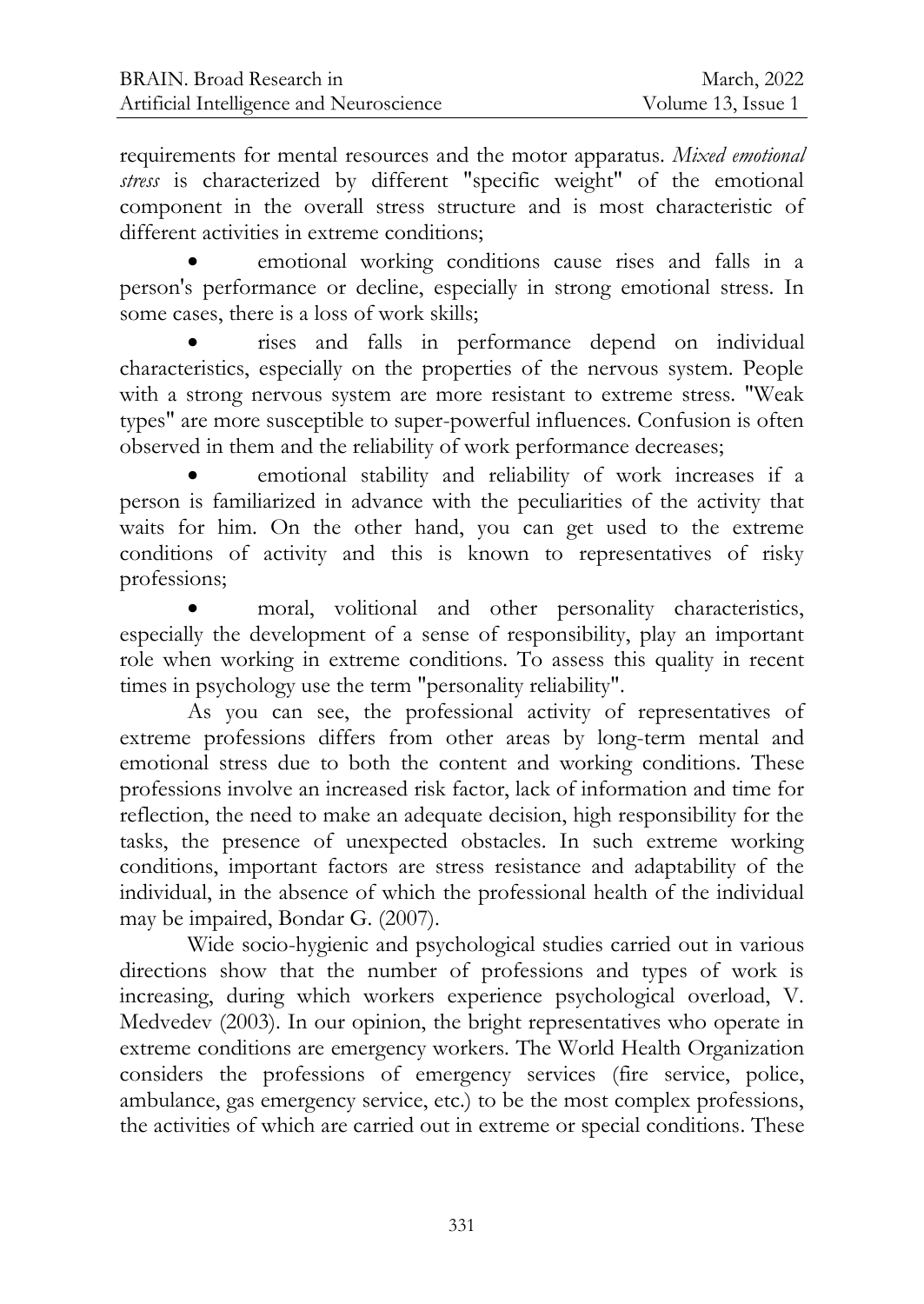requirements for mental resources and the motor apparatus. *Mixed emotional stress* is characterized by different "specific weight" of the emotional component in the overall stress structure and is most characteristic of different activities in extreme conditions;

- emotional working conditions cause rises and falls in a person's performance or decline, especially in strong emotional stress. In some cases, there is a loss of work skills;
- rises and falls in performance depend on individual characteristics, especially on the properties of the nervous system. People with a strong nervous system are more resistant to extreme stress. "Weak types" are more susceptible to super-powerful influences. Confusion is often observed in them and the reliability of work performance decreases;
- emotional stability and reliability of work increases if a person is familiarized in advance with the peculiarities of the activity that waits for him. On the other hand, you can get used to the extreme conditions of activity and this is known to representatives of risky professions;
- moral, volitional and other personality characteristics, especially the development of a sense of responsibility, play an important role when working in extreme conditions. To assess this quality in recent times in psychology use the term "personality reliability".

As you can see, the professional activity of representatives of extreme professions differs from other areas by long-term mental and emotional stress due to both the content and working conditions. These professions involve an increased risk factor, lack of information and time for reflection, the need to make an adequate decision, high responsibility for the tasks, the presence of unexpected obstacles. In such extreme working conditions, important factors are stress resistance and adaptability of the individual, in the absence of which the professional health of the individual may be impaired, Bondar G. (2007).

Wide socio-hygienic and psychological studies carried out in various directions show that the number of professions and types of work is increasing, during which workers experience psychological overload, V. Medvedev (2003). In our opinion, the bright representatives who operate in extreme conditions are emergency workers. The World Health Organization considers the professions of emergency services (fire service, police, ambulance, gas emergency service, etc.) to be the most complex professions, the activities of which are carried out in extreme or special conditions. These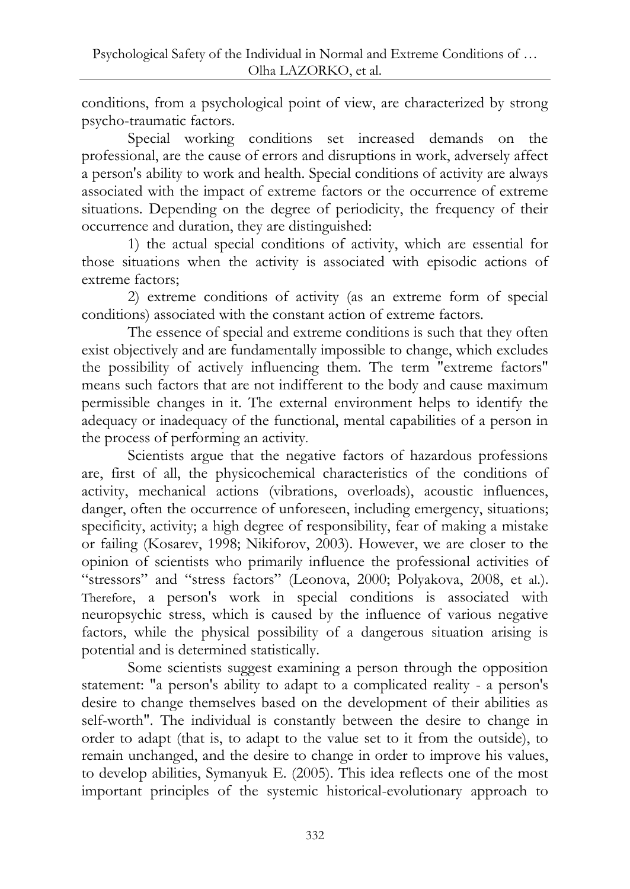conditions, from a psychological point of view, are characterized by strong psycho-traumatic factors.

Special working conditions set increased demands on the professional, are the cause of errors and disruptions in work, adversely affect a person's ability to work and health. Special conditions of activity are always associated with the impact of extreme factors or the occurrence of extreme situations. Depending on the degree of periodicity, the frequency of their occurrence and duration, they are distinguished:

1) the actual special conditions of activity, which are essential for those situations when the activity is associated with episodic actions of extreme factors;

2) extreme conditions of activity (as an extreme form of special conditions) associated with the constant action of extreme factors.

The essence of special and extreme conditions is such that they often exist objectively and are fundamentally impossible to change, which excludes the possibility of actively influencing them. The term "extreme factors" means such factors that are not indifferent to the body and cause maximum permissible changes in it. The external environment helps to identify the adequacy or inadequacy of the functional, mental capabilities of a person in the process of performing an activity.

Scientists argue that the negative factors of hazardous professions are, first of all, the physicochemical characteristics of the conditions of activity, mechanical actions (vibrations, overloads), acoustic influences, danger, often the occurrence of unforeseen, including emergency, situations; specificity, activity; a high degree of responsibility, fear of making a mistake or failing (Kosarev, 1998; Nikiforov, 2003). However, we are closer to the opinion of scientists who primarily influence the professional activities of "stressors" and "stress factors" (Leonova, 2000; Polyakova, 2008, et al.). Therefore, a person's work in special conditions is associated with neuropsychic stress, which is caused by the influence of various negative factors, while the physical possibility of a dangerous situation arising is potential and is determined statistically.

Some scientists suggest examining a person through the opposition statement: "a person's ability to adapt to a complicated reality - a person's desire to change themselves based on the development of their abilities as self-worth". The individual is constantly between the desire to change in order to adapt (that is, to adapt to the value set to it from the outside), to remain unchanged, and the desire to change in order to improve his values, to develop abilities, Symanyuk E. (2005). This idea reflects one of the most important principles of the systemic historical-evolutionary approach to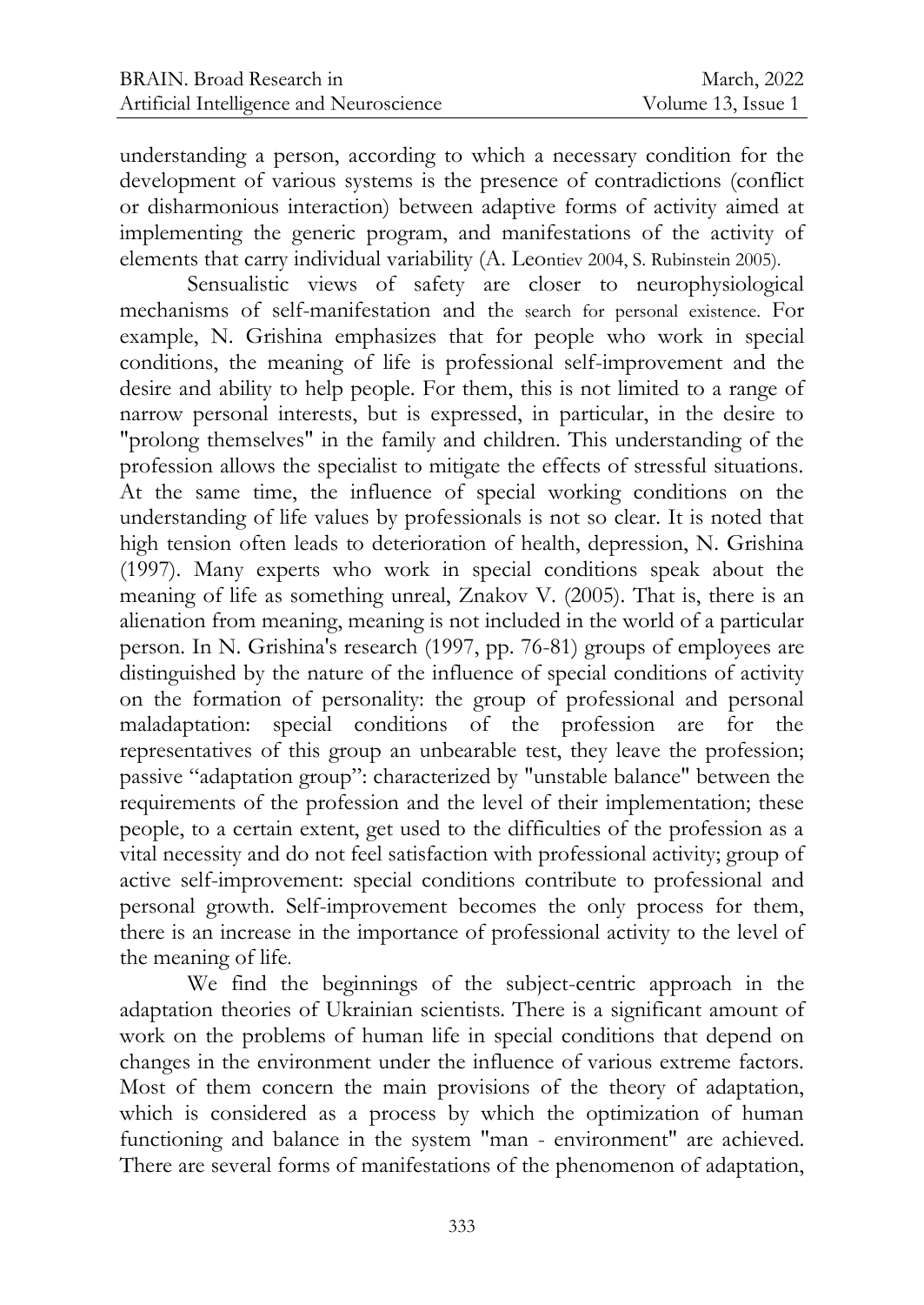understanding a person, according to which a necessary condition for the development of various systems is the presence of contradictions (conflict or disharmonious interaction) between adaptive forms of activity aimed at implementing the generic program, and manifestations of the activity of elements that carry individual variability (A. Leontiev 2004, S. Rubinstein 2005).

Sensualistic views of safety are closer to neurophysiological mechanisms of self-manifestation and the search for personal existence. For example, N. Grishina emphasizes that for people who work in special conditions, the meaning of life is professional self-improvement and the desire and ability to help people. For them, this is not limited to a range of narrow personal interests, but is expressed, in particular, in the desire to "prolong themselves" in the family and children. This understanding of the profession allows the specialist to mitigate the effects of stressful situations. At the same time, the influence of special working conditions on the understanding of life values by professionals is not so clear. It is noted that high tension often leads to deterioration of health, depression, N. Grishina (1997). Many experts who work in special conditions speak about the meaning of life as something unreal, Znakov V. (2005). That is, there is an alienation from meaning, meaning is not included in the world of a particular person. In N. Grishina's research (1997, pp. 76-81) groups of employees are distinguished by the nature of the influence of special conditions of activity on the formation of personality: the group of professional and personal maladaptation: special conditions of the profession are for the representatives of this group an unbearable test, they leave the profession; passive "adaptation group": characterized by "unstable balance" between the requirements of the profession and the level of their implementation; these people, to a certain extent, get used to the difficulties of the profession as a vital necessity and do not feel satisfaction with professional activity; group of active self-improvement: special conditions contribute to professional and personal growth. Self-improvement becomes the only process for them, there is an increase in the importance of professional activity to the level of the meaning of life.

We find the beginnings of the subject-centric approach in the adaptation theories of Ukrainian scientists. There is a significant amount of work on the problems of human life in special conditions that depend on changes in the environment under the influence of various extreme factors. Most of them concern the main provisions of the theory of adaptation, which is considered as a process by which the optimization of human functioning and balance in the system "man - environment" are achieved. There are several forms of manifestations of the phenomenon of adaptation,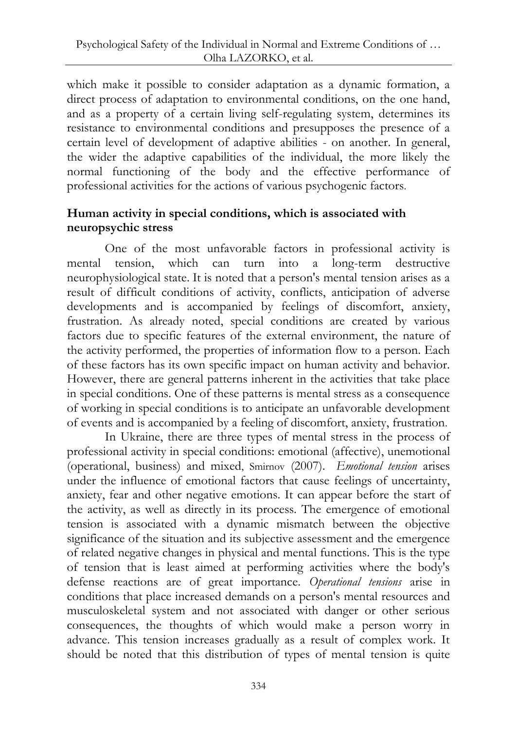which make it possible to consider adaptation as a dynamic formation, a direct process of adaptation to environmental conditions, on the one hand, and as a property of a certain living self-regulating system, determines its resistance to environmental conditions and presupposes the presence of a certain level of development of adaptive abilities - on another. In general, the wider the adaptive capabilities of the individual, the more likely the normal functioning of the body and the effective performance of professional activities for the actions of various psychogenic factors.

## Human activity in special conditions, which is associated with neuropsychic stress

One of the most unfavorable factors in professional activity is mental tension, which can turn into a long-term destructive neurophysiological state. It is noted that a person's mental tension arises as a result of difficult conditions of activity, conflicts, anticipation of adverse developments and is accompanied by feelings of discomfort, anxiety, frustration. As already noted, special conditions are created by various factors due to specific features of the external environment, the nature of the activity performed, the properties of information flow to a person. Each of these factors has its own specific impact on human activity and behavior. However, there are general patterns inherent in the activities that take place in special conditions. One of these patterns is mental stress as a consequence of working in special conditions is to anticipate an unfavorable development of events and is accompanied by a feeling of discomfort, anxiety, frustration.

In Ukraine, there are three types of mental stress in the process of professional activity in special conditions: emotional (affective), unemotional (operational, business) and mixed, Smirnov (2007). *Emotional tension* arises under the influence of emotional factors that cause feelings of uncertainty, anxiety, fear and other negative emotions. It can appear before the start of the activity, as well as directly in its process. The emergence of emotional tension is associated with a dynamic mismatch between the objective significance of the situation and its subjective assessment and the emergence of related negative changes in physical and mental functions. This is the type of tension that is least aimed at performing activities where the body's defense reactions are of great importance. *Operational tensions* arise in conditions that place increased demands on a person's mental resources and musculoskeletal system and not associated with danger or other serious consequences, the thoughts of which would make a person worry in advance. This tension increases gradually as a result of complex work. It should be noted that this distribution of types of mental tension is quite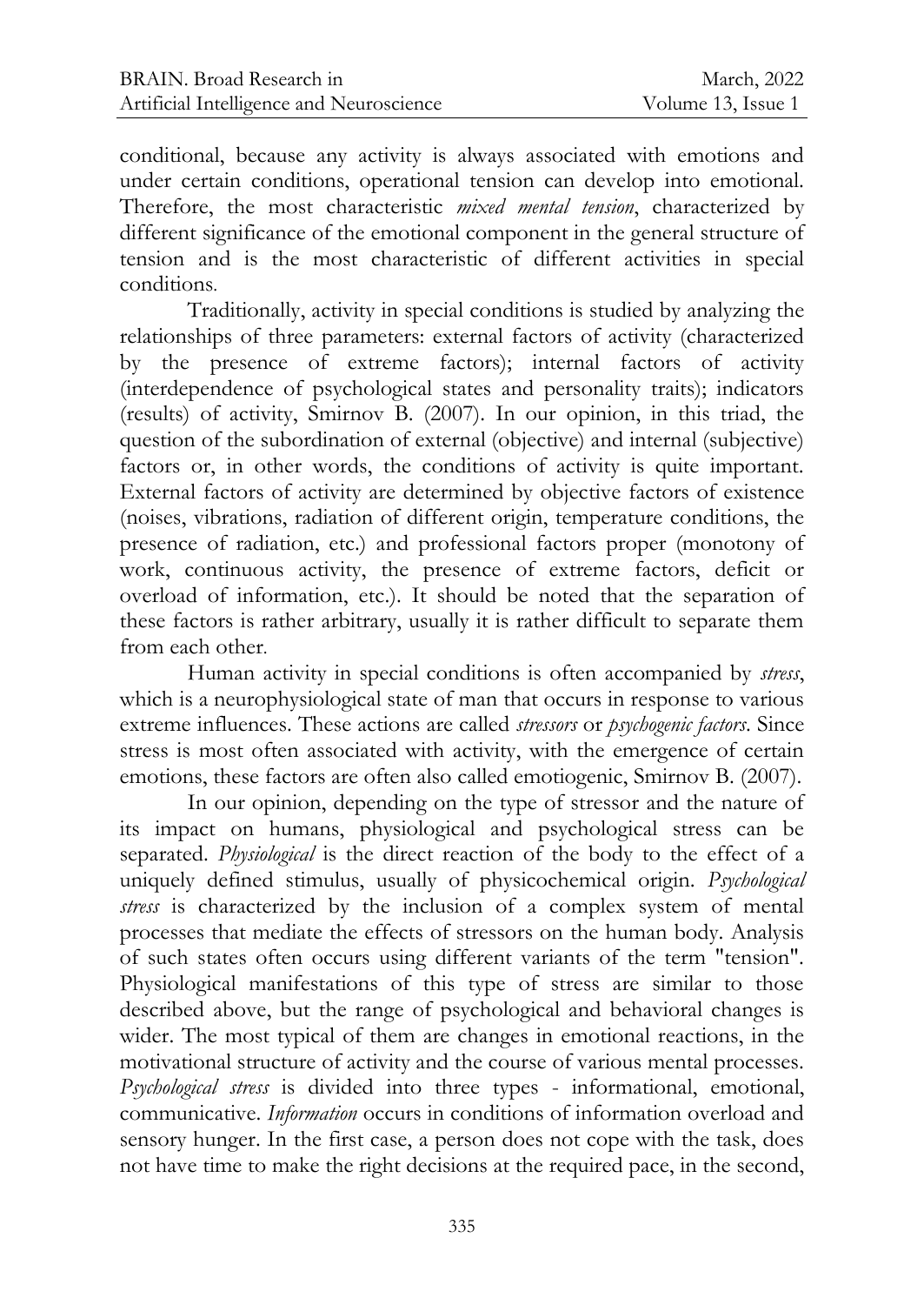conditional, because any activity is always associated with emotions and under certain conditions, operational tension can develop into emotional. Therefore, the most characteristic *mixed mental tension*, characterized by different significance of the emotional component in the general structure of tension and is the most characteristic of different activities in special conditions.

Traditionally, activity in special conditions is studied by analyzing the relationships of three parameters: external factors of activity (characterized by the presence of extreme factors); internal factors of activity (interdependence of psychological states and personality traits); indicators (results) of activity, Smirnov B. (2007). In our opinion, in this triad, the question of the subordination of external (objective) and internal (subjective) factors or, in other words, the conditions of activity is quite important. External factors of activity are determined by objective factors of existence (noises, vibrations, radiation of different origin, temperature conditions, the presence of radiation, etc.) and professional factors proper (monotony of work, continuous activity, the presence of extreme factors, deficit or overload of information, etc.). It should be noted that the separation of these factors is rather arbitrary, usually it is rather difficult to separate them from each other.

Human activity in special conditions is often accompanied by *stress*, which is a neurophysiological state of man that occurs in response to various extreme influences. These actions are called *stressors* or *psychogenic factors*. Since stress is most often associated with activity, with the emergence of certain emotions, these factors are often also called emotiogenic, Smirnov B. (2007).

In our opinion, depending on the type of stressor and the nature of its impact on humans, physiological and psychological stress can be separated. *Physiological* is the direct reaction of the body to the effect of a uniquely defined stimulus, usually of physicochemical origin. *Psychological stress* is characterized by the inclusion of a complex system of mental processes that mediate the effects of stressors on the human body. Analysis of such states often occurs using different variants of the term "tension". Physiological manifestations of this type of stress are similar to those described above, but the range of psychological and behavioral changes is wider. The most typical of them are changes in emotional reactions, in the motivational structure of activity and the course of various mental processes. *Psychological stress* is divided into three types - informational, emotional, communicative. *Information* occurs in conditions of information overload and sensory hunger. In the first case, a person does not cope with the task, does not have time to make the right decisions at the required pace, in the second,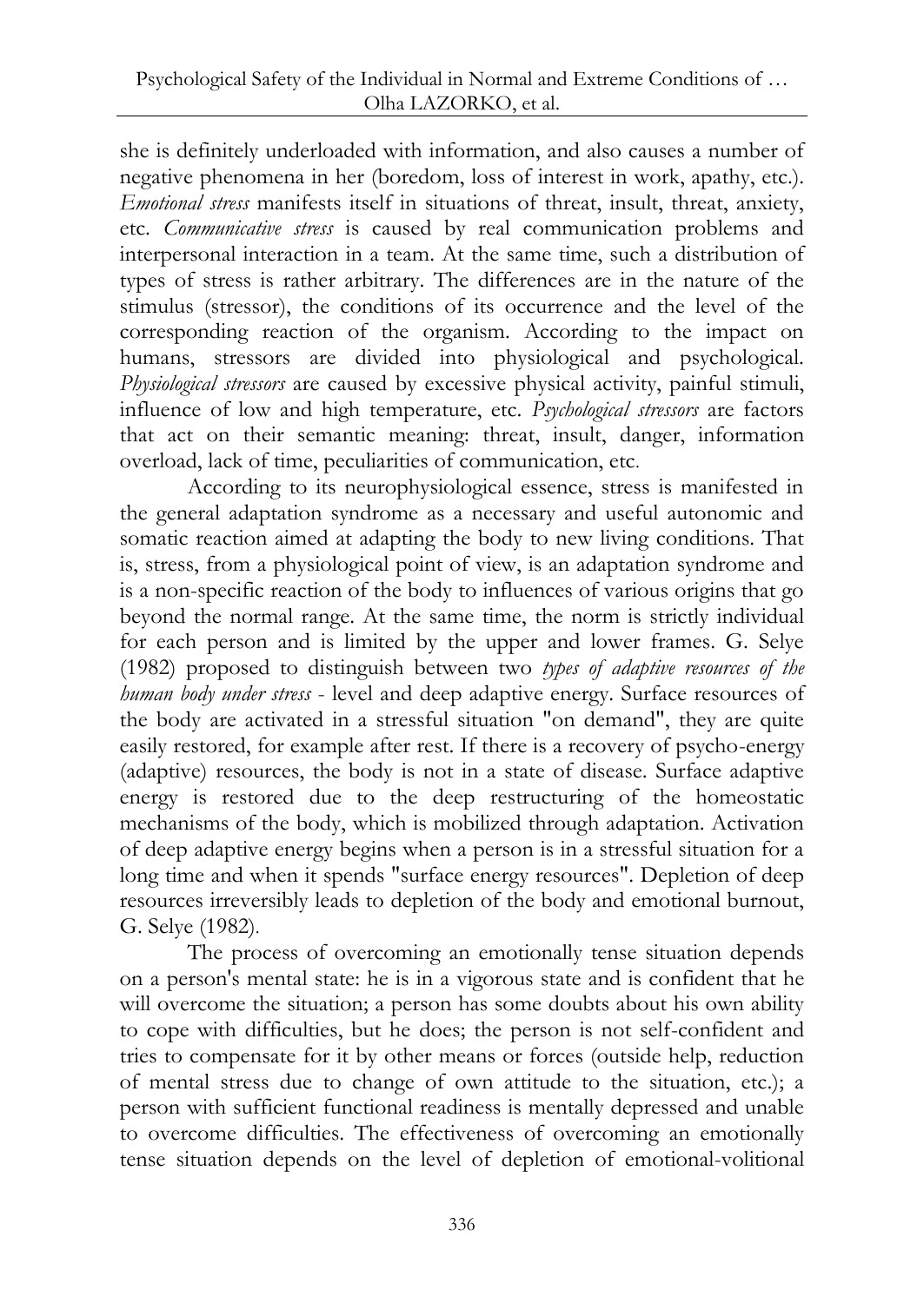she is definitely underloaded with information, and also causes a number of negative phenomena in her (boredom, loss of interest in work, apathy, etc.). *Emotional stress* manifests itself in situations of threat, insult, threat, anxiety, etc. *Communicative stress* is caused by real communication problems and interpersonal interaction in a team. At the same time, such a distribution of types of stress is rather arbitrary. The differences are in the nature of the stimulus (stressor), the conditions of its occurrence and the level of the corresponding reaction of the organism. According to the impact on humans, stressors are divided into physiological and psychological. *Physiological stressors* are caused by excessive physical activity, painful stimuli, influence of low and high temperature, etc. *Psychological stressors* are factors that act on their semantic meaning: threat, insult, danger, information overload, lack of time, peculiarities of communication, etc.

According to its neurophysiological essence, stress is manifested in the general adaptation syndrome as a necessary and useful autonomic and somatic reaction aimed at adapting the body to new living conditions. That is, stress, from a physiological point of view, is an adaptation syndrome and is a non-specific reaction of the body to influences of various origins that go beyond the normal range. At the same time, the norm is strictly individual for each person and is limited by the upper and lower frames. G. Selye (1982) proposed to distinguish between two *types of adaptive resources of the human body under stress* - level and deep adaptive energy. Surface resources of the body are activated in a stressful situation "on demand", they are quite easily restored, for example after rest. If there is a recovery of psycho-energy (adaptive) resources, the body is not in a state of disease. Surface adaptive energy is restored due to the deep restructuring of the homeostatic mechanisms of the body, which is mobilized through adaptation. Activation of deep adaptive energy begins when a person is in a stressful situation for a long time and when it spends "surface energy resources". Depletion of deep resources irreversibly leads to depletion of the body and emotional burnout, G. Selye (1982).

The process of overcoming an emotionally tense situation depends on a person's mental state: he is in a vigorous state and is confident that he will overcome the situation; a person has some doubts about his own ability to cope with difficulties, but he does; the person is not self-confident and tries to compensate for it by other means or forces (outside help, reduction of mental stress due to change of own attitude to the situation, etc.); a person with sufficient functional readiness is mentally depressed and unable to overcome difficulties. The effectiveness of overcoming an emotionally tense situation depends on the level of depletion of emotional-volitional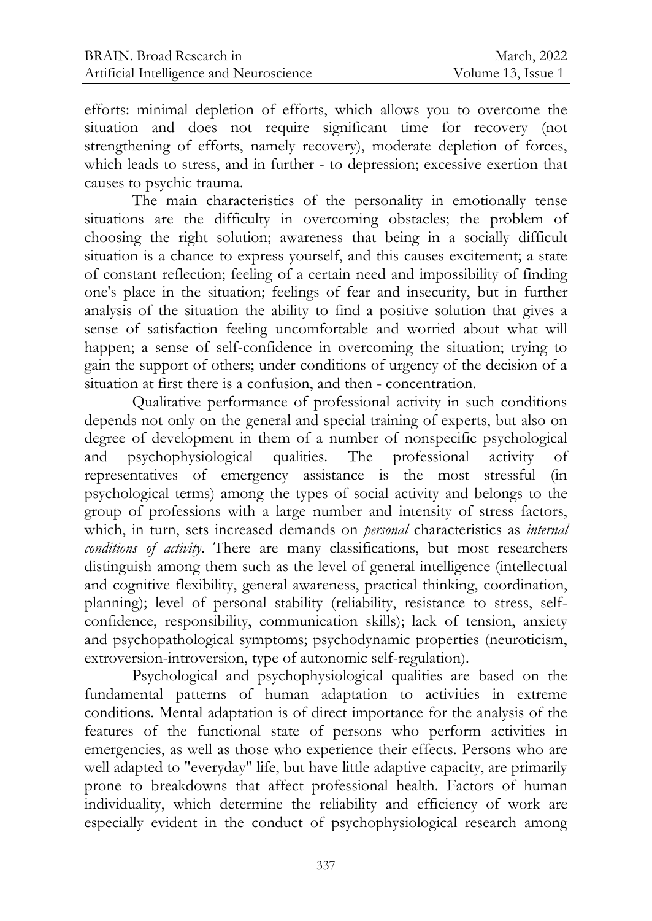efforts: minimal depletion of efforts, which allows you to overcome the situation and does not require significant time for recovery (not strengthening of efforts, namely recovery), moderate depletion of forces, which leads to stress, and in further - to depression; excessive exertion that causes to psychic trauma.

The main characteristics of the personality in emotionally tense situations are the difficulty in overcoming obstacles; the problem of choosing the right solution; awareness that being in a socially difficult situation is a chance to express yourself, and this causes excitement; a state of constant reflection; feeling of a certain need and impossibility of finding one's place in the situation; feelings of fear and insecurity, but in further analysis of the situation the ability to find a positive solution that gives a sense of satisfaction feeling uncomfortable and worried about what will happen; a sense of self-confidence in overcoming the situation; trying to gain the support of others; under conditions of urgency of the decision of a situation at first there is a confusion, and then - concentration.

Qualitative performance of professional activity in such conditions depends not only on the general and special training of experts, but also on degree of development in them of a number of nonspecific psychological and psychophysiological qualities. The professional activity of representatives of emergency assistance is the most stressful (in psychological terms) among the types of social activity and belongs to the group of professions with a large number and intensity of stress factors, which, in turn, sets increased demands on *personal* characteristics as *internal conditions of activity*. There are many classifications, but most researchers distinguish among them such as the level of general intelligence (intellectual and cognitive flexibility, general awareness, practical thinking, coordination, planning); level of personal stability (reliability, resistance to stress, self-confidence, responsibility, communication skills); lack of tension, anxiety and psychopathological symptoms; psychodynamic properties (neuroticism, extroversion-introversion, type of autonomic self-regulation).

Psychological and psychophysiological qualities are based on the fundamental patterns of human adaptation to activities in extreme conditions. Mental adaptation is of direct importance for the analysis of the features of the functional state of persons who perform activities in emergencies, as well as those who experience their effects. Persons who are well adapted to "everyday" life, but have little adaptive capacity, are primarily prone to breakdowns that affect professional health. Factors of human individuality, which determine the reliability and efficiency of work are especially evident in the conduct of psychophysiological research among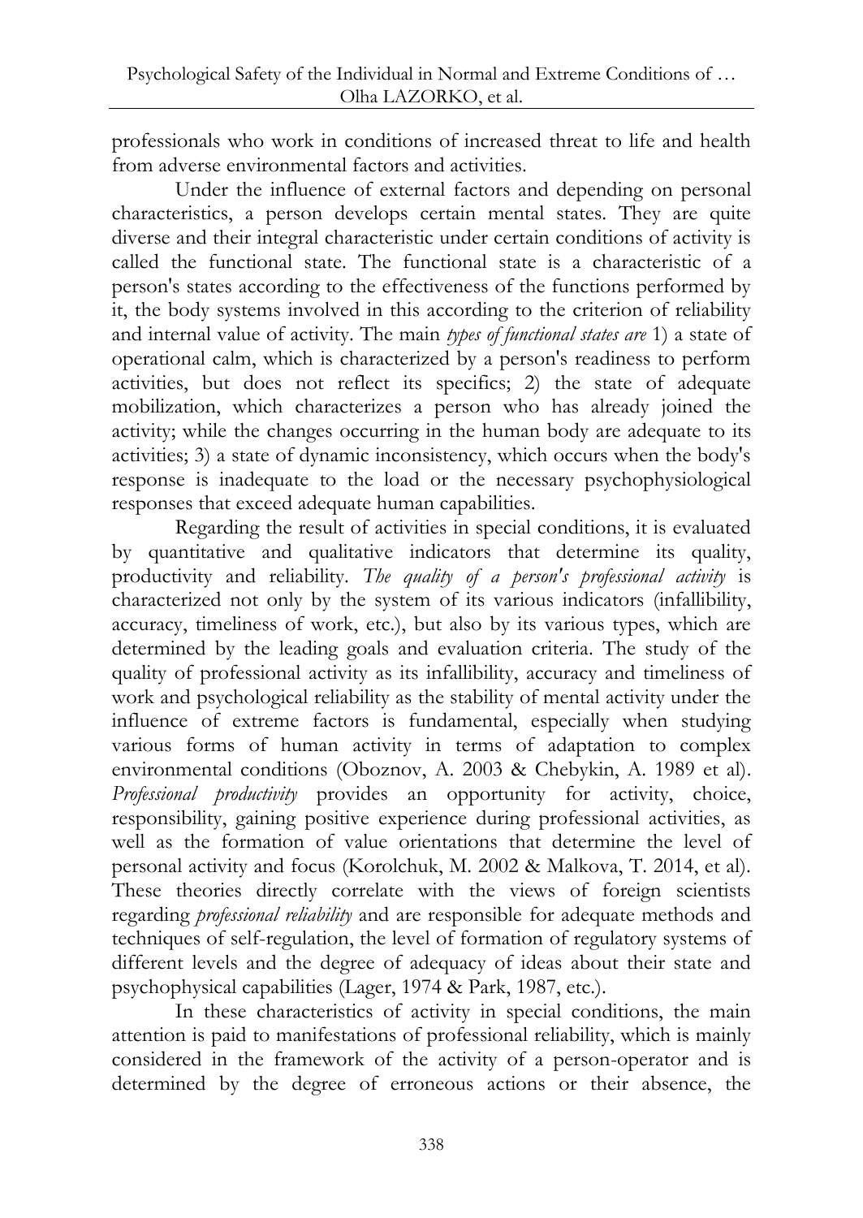professionals who work in conditions of increased threat to life and health from adverse environmental factors and activities.

Under the influence of external factors and depending on personal characteristics, a person develops certain mental states. They are quite diverse and their integral characteristic under certain conditions of activity is called the functional state. The functional state is a characteristic of a person's states according to the effectiveness of the functions performed by it, the body systems involved in this according to the criterion of reliability and internal value of activity. The main *types of functional states are* 1) a state of operational calm, which is characterized by a person's readiness to perform activities, but does not reflect its specifics; 2) the state of adequate mobilization, which characterizes a person who has already joined the activity; while the changes occurring in the human body are adequate to its activities; 3) a state of dynamic inconsistency, which occurs when the body's response is inadequate to the load or the necessary psychophysiological responses that exceed adequate human capabilities.

Regarding the result of activities in special conditions, it is evaluated by quantitative and qualitative indicators that determine its quality, productivity and reliability. *The quality of a person's professional activity* is characterized not only by the system of its various indicators (infallibility, accuracy, timeliness of work, etc.), but also by its various types, which are determined by the leading goals and evaluation criteria. The study of the quality of professional activity as its infallibility, accuracy and timeliness of work and psychological reliability as the stability of mental activity under the influence of extreme factors is fundamental, especially when studying various forms of human activity in terms of adaptation to complex environmental conditions (Oboznov, A. 2003 & Chebykin, A. 1989 et al). *Professional productivity* provides an opportunity for activity, choice, responsibility, gaining positive experience during professional activities, as well as the formation of value orientations that determine the level of personal activity and focus (Korolchuk, M. 2002 & Malkova, T. 2014, et al). These theories directly correlate with the views of foreign scientists regarding *professional reliability* and are responsible for adequate methods and techniques of self-regulation, the level of formation of regulatory systems of different levels and the degree of adequacy of ideas about their state and psychophysical capabilities (Lager, 1974 & Park, 1987, etc.).

In these characteristics of activity in special conditions, the main attention is paid to manifestations of professional reliability, which is mainly considered in the framework of the activity of a person-operator and is determined by the degree of erroneous actions or their absence, the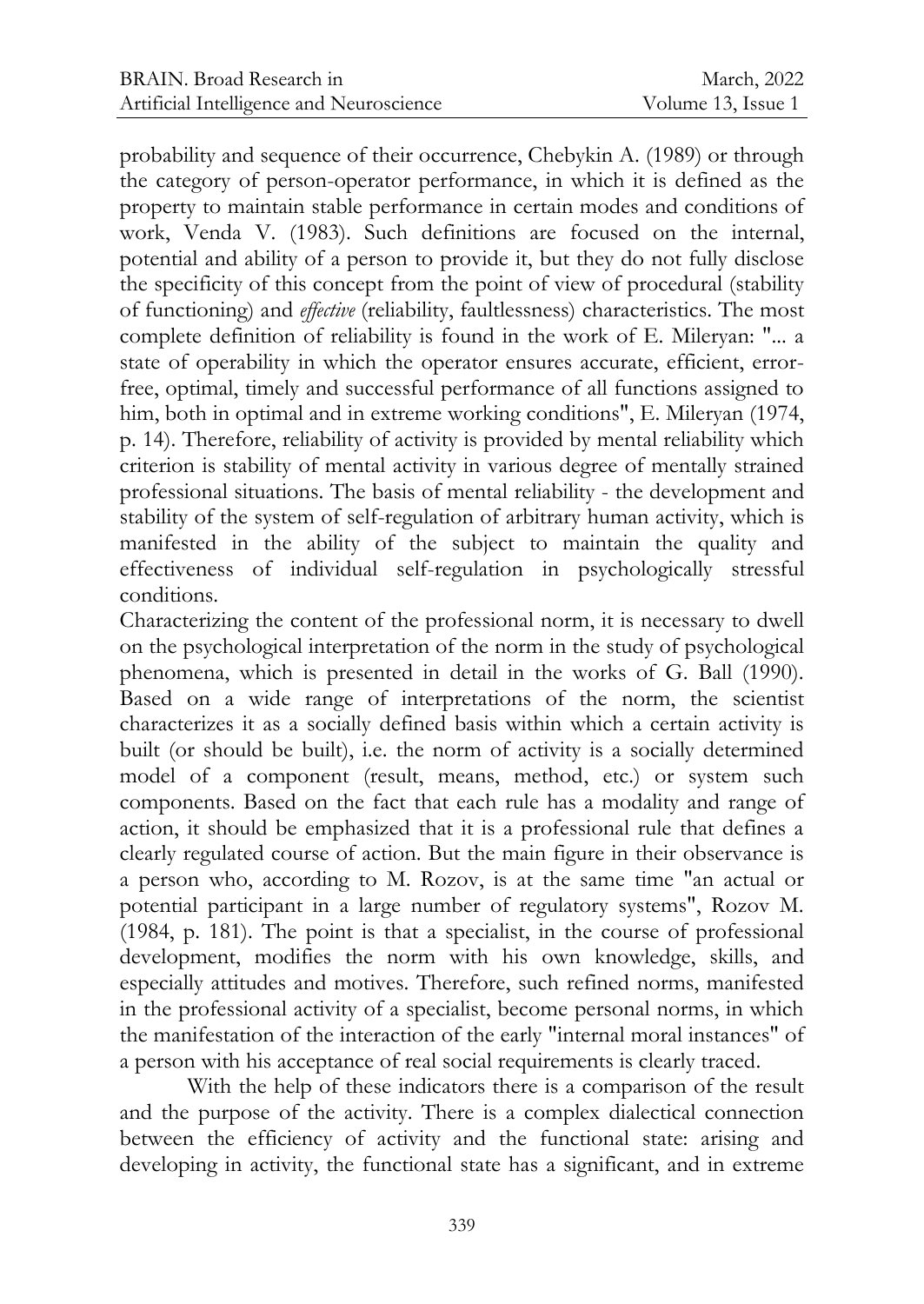probability and sequence of their occurrence, Chebykin A. (1989) or through the category of person-operator performance, in which it is defined as the property to maintain stable performance in certain modes and conditions of work, Venda V. (1983). Such definitions are focused on the internal, potential and ability of a person to provide it, but they do not fully disclose the specificity of this concept from the point of view of procedural (stability of functioning) and *effective* (reliability, faultlessness) characteristics. The most complete definition of reliability is found in the work of E. Mileryan: "... a state of operability in which the operator ensures accurate, efficient, error-free, optimal, timely and successful performance of all functions assigned to him, both in optimal and in extreme working conditions", E. Mileryan (1974, p. 14). Therefore, reliability of activity is provided by mental reliability which criterion is stability of mental activity in various degree of mentally strained professional situations. The basis of mental reliability - the development and stability of the system of self-regulation of arbitrary human activity, which is manifested in the ability of the subject to maintain the quality and effectiveness of individual self-regulation in psychologically stressful conditions.

Characterizing the content of the professional norm, it is necessary to dwell on the psychological interpretation of the norm in the study of psychological phenomena, which is presented in detail in the works of G. Ball (1990). Based on a wide range of interpretations of the norm, the scientist characterizes it as a socially defined basis within which a certain activity is built (or should be built), i.e. the norm of activity is a socially determined model of a component (result, means, method, etc.) or system such components. Based on the fact that each rule has a modality and range of action, it should be emphasized that it is a professional rule that defines a clearly regulated course of action. But the main figure in their observance is a person who, according to M. Rozov, is at the same time "an actual or potential participant in a large number of regulatory systems", Rozov M. (1984, p. 181). The point is that a specialist, in the course of professional development, modifies the norm with his own knowledge, skills, and especially attitudes and motives. Therefore, such refined norms, manifested in the professional activity of a specialist, become personal norms, in which the manifestation of the interaction of the early "internal moral instances" of a person with his acceptance of real social requirements is clearly traced.

With the help of these indicators there is a comparison of the result and the purpose of the activity. There is a complex dialectical connection between the efficiency of activity and the functional state: arising and developing in activity, the functional state has a significant, and in extreme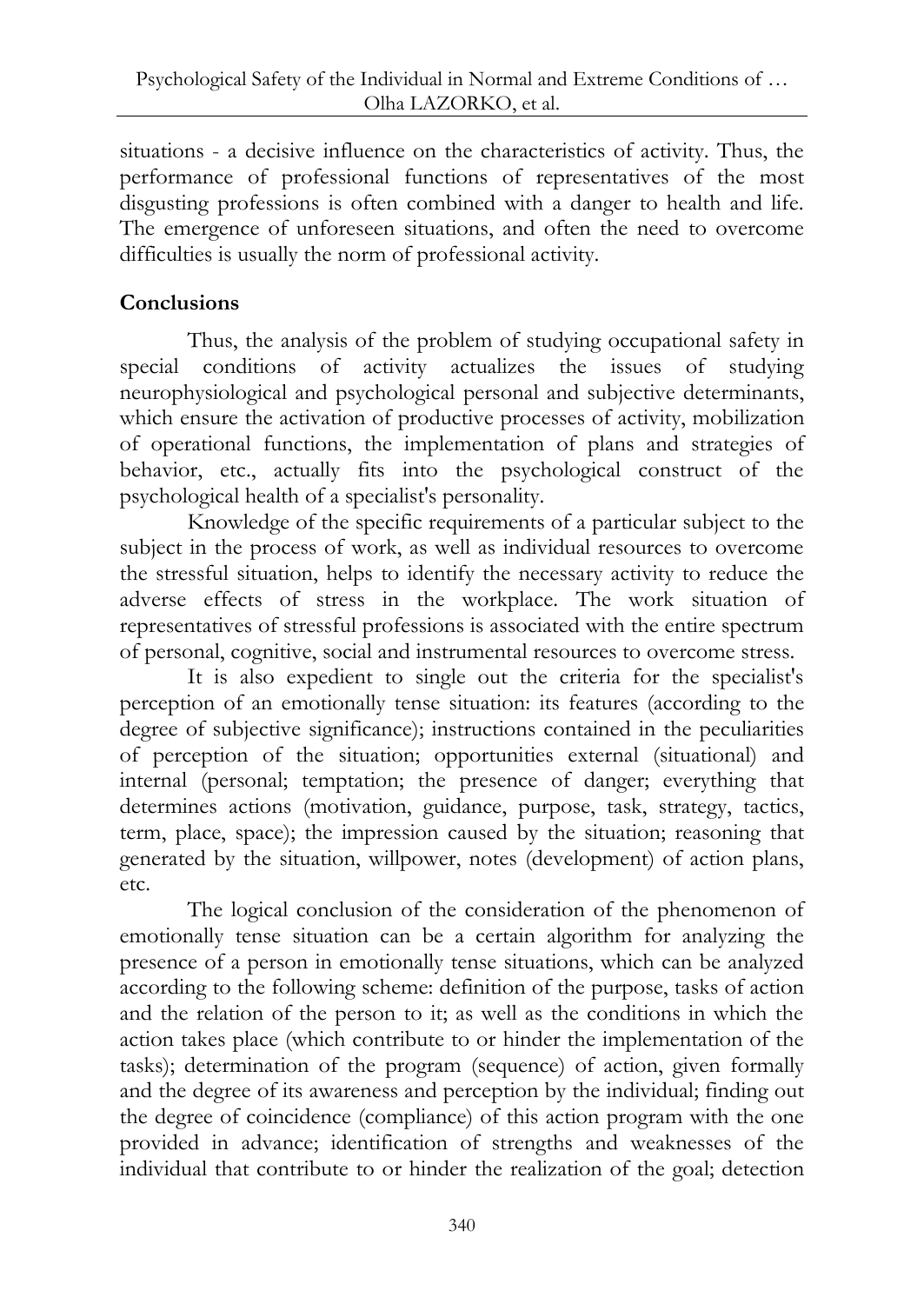situations - a decisive influence on the characteristics of activity. Thus, the performance of professional functions of representatives of the most disgusting professions is often combined with a danger to health and life. The emergence of unforeseen situations, and often the need to overcome difficulties is usually the norm of professional activity.

## Conclusions

Thus, the analysis of the problem of studying occupational safety in special conditions of activity actualizes the issues of studying neurophysiological and psychological personal and subjective determinants, which ensure the activation of productive processes of activity, mobilization of operational functions, the implementation of plans and strategies of behavior, etc., actually fits into the psychological construct of the psychological health of a specialist's personality.

Knowledge of the specific requirements of a particular subject to the subject in the process of work, as well as individual resources to overcome the stressful situation, helps to identify the necessary activity to reduce the adverse effects of stress in the workplace. The work situation of representatives of stressful professions is associated with the entire spectrum of personal, cognitive, social and instrumental resources to overcome stress.

It is also expedient to single out the criteria for the specialist's perception of an emotionally tense situation: its features (according to the degree of subjective significance); instructions contained in the peculiarities of perception of the situation; opportunities external (situational) and internal (personal; temptation; the presence of danger; everything that determines actions (motivation, guidance, purpose, task, strategy, tactics, term, place, space); the impression caused by the situation; reasoning that generated by the situation, willpower, notes (development) of action plans, etc.

The logical conclusion of the consideration of the phenomenon of emotionally tense situation can be a certain algorithm for analyzing the presence of a person in emotionally tense situations, which can be analyzed according to the following scheme: definition of the purpose, tasks of action and the relation of the person to it; as well as the conditions in which the action takes place (which contribute to or hinder the implementation of the tasks); determination of the program (sequence) of action, given formally and the degree of its awareness and perception by the individual; finding out the degree of coincidence (compliance) of this action program with the one provided in advance; identification of strengths and weaknesses of the individual that contribute to or hinder the realization of the goal; detection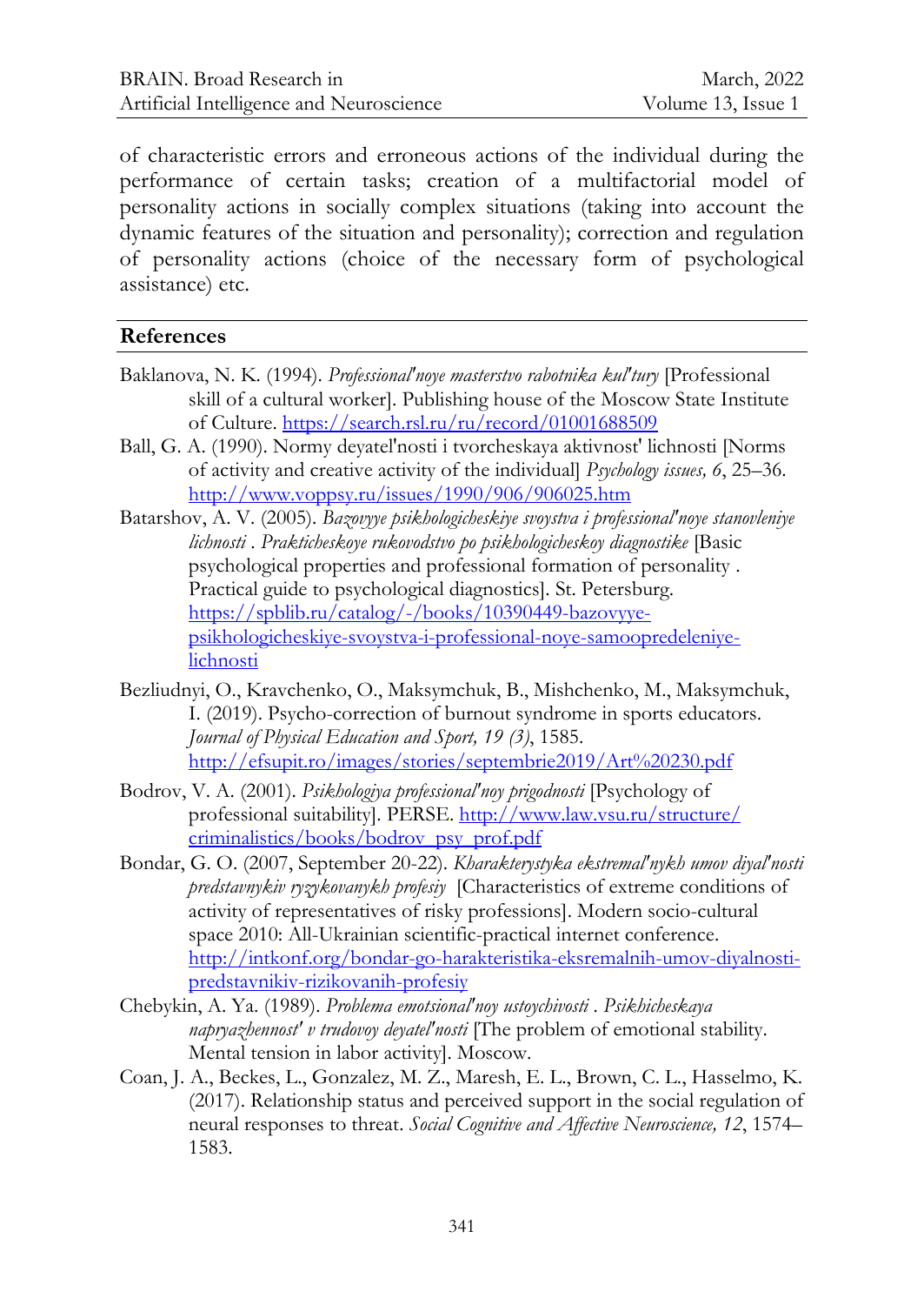of characteristic errors and erroneous actions of the individual during the performance of certain tasks; creation of a multifactorial model of personality actions in socially complex situations (taking into account the dynamic features of the situation and personality); correction and regulation of personality actions (choice of the necessary form of psychological assistance) etc.

## References

Baklanova, N. K. (1994). *Professional'noye masterstvo rabotnika kul'tury* [Professional skill of a cultural worker]. Publishing house of the Moscow State Institute of Culture. https://search.rsl.ru/ru/record/01001688509

Ball, G. A. (1990). Normy deyatel'nosti i tvorcheskaya aktivnost' lichnosti [Norms of activity and creative activity of the individual] *Psychology issues, 6*, 25–36. http://www.voppsy.ru/issues/1990/906/906025.htm

Batarshov, A. V. (2005). *Bazovyye psikhologicheskiye svoystva i professional'noye stanovleniye lichnosti . Prakticheskoye rukovodstvo po psikhologicheskoy diagnostike* [Basic psychological properties and professional formation of personality . Practical guide to psychological diagnostics]. St. Petersburg. https://spblib.ru/catalog/-/books/10390449-bazovyye-psikhologicheskiye-svoystva-i-professional-noye-samoopredeleniye-lichnosti

Bezliudnyi, O., Kravchenko, O., Maksymchuk, B., Mishchenko, M., Maksymchuk, I. (2019). Psycho-correction of burnout syndrome in sports educators. *Journal of Physical Education and Sport, 19 (3)*, 1585. http://efsupit.ro/images/stories/septembrie2019/Art%20230.pdf

Bodrov, V. A. (2001). *Psikhologiya professional'noy prigodnosti* [Psychology of professional suitability]. PERSE. http://www.law.vsu.ru/structure/criminalistics/books/bodrov_psy_prof.pdf

Bondar, G. O. (2007, September 20-22). *Kharakterystyka ekstremal'nykh umov diyal'nosti predstavnykiv ryzykovanykh profesiy* [Characteristics of extreme conditions of activity of representatives of risky professions]. Modern socio-cultural space 2010: All-Ukrainian scientific-practical internet conference. http://intkonf.org/bondar-go-harakteristika-eksremalnih-umov-diyalnosti-predstavnikiv-rizikovanih-profesiy

Chebykin, A. Ya. (1989). *Problema emotsional'noy ustoychivosti . Psikhicheskaya napryazhennost' v trudovoy deyatel'nosti* [The problem of emotional stability. Mental tension in labor activity]. Moscow.

Coan, J. A., Beckes, L., Gonzalez, M. Z., Maresh, E. L., Brown, C. L., Hasselmo, K. (2017). Relationship status and perceived support in the social regulation of neural responses to threat. *Social Cognitive and Affective Neuroscience, 12*, 1574–1583.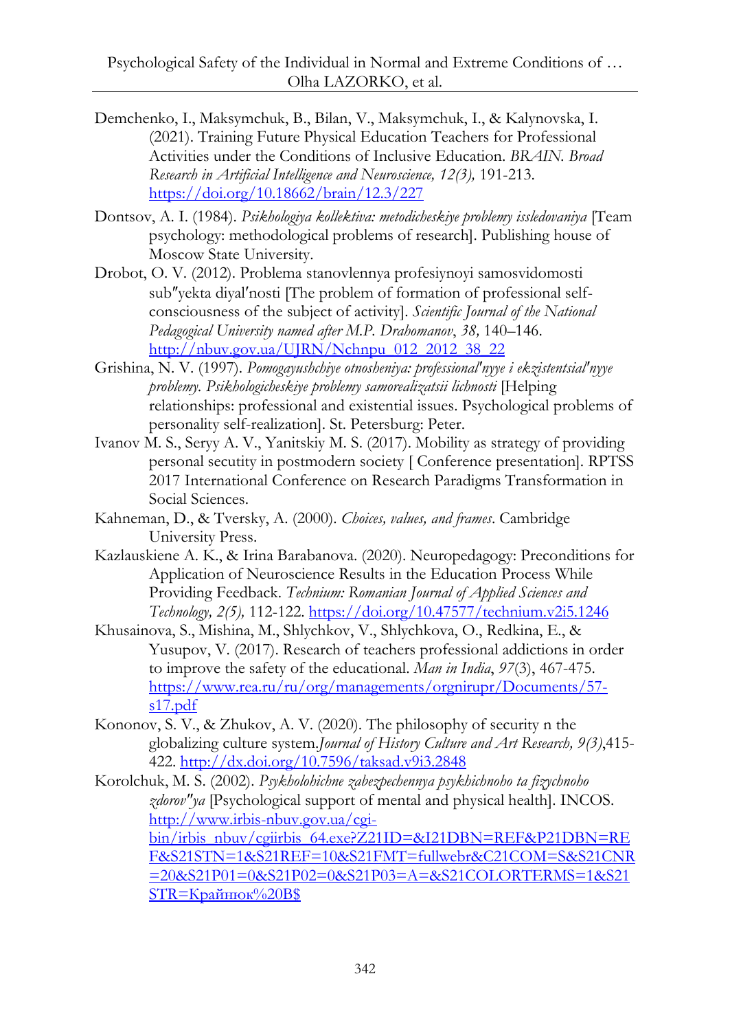Demchenko, I., Maksymchuk, B., Bilan, V., Maksymchuk, I., & Kalynovska, I. (2021). Training Future Physical Education Teachers for Professional Activities under the Conditions of Inclusive Education. *BRAIN. Broad Research in Artificial Intelligence and Neuroscience, 12(3),* 191-213. https://doi.org/10.18662/brain/12.3/227

Dontsov, A. I. (1984). *Psikhologiya kollektiva: metodicheskiye problemy issledovaniya* [Team psychology: methodological problems of research]. Publishing house of Moscow State University.

Drobot, O. V. (2012). Problema stanovlennya profesiynoyi samosvidomosti sub″yekta diyal′nosti [The problem of formation of professional self-consciousness of the subject of activity]. *Scientific Journal of the National Pedagogical University named after M.P. Drahomanov*, *38,* 140–146. http://nbuv.gov.ua/UJRN/Nchnpu_012_2012_38_22

Grishina, N. V. (1997). *Pomogayushchiye otnosheniya: professional′nyye i ekzistentsial′nyye problemy. Psikhologicheskiye problemy samorealizatsii lichnosti* [Helping relationships: professional and existential issues. Psychological problems of personality self-realization]. St. Petersburg: Peter.

Ivanov M. S., Seryy A. V., Yanitskiy M. S. (2017). Mobility as strategy of providing personal secutity in postmodern society [ Conference presentation]. RPTSS 2017 International Conference on Research Paradigms Transformation in Social Sciences.

Kahneman, D., & Tversky, A. (2000). *Choices, values, and frames*. Cambridge University Press.

Kazlauskiene A. K., & Irina Barabanova. (2020). Neuropedagogy: Preconditions for Application of Neuroscience Results in the Education Process While Providing Feedback. *Technium: Romanian Journal of Applied Sciences and Technology, 2(5),* 112-122. https://doi.org/10.47577/technium.v2i5.1246

Khusainova, S., Mishina, M., Shlychkov, V., Shlychkova, O., Redkina, E., & Yusupov, V. (2017). Research of teachers professional addictions in order to improve the safety of the educational. *Man in India*, *97*(3), 467-475. https://www.rea.ru/ru/org/managements/orgnirupr/Documents/57-s17.pdf

Kononov, S. V., & Zhukov, A. V. (2020). The philosophy of security n the globalizing culture system.*Journal of History Culture and Art Research, 9(3)*,415-422. http://dx.doi.org/10.7596/taksad.v9i3.2848

Korolchuk, M. S. (2002). *Psykholohichne zabezpechennya psykhichnoho ta fizychnoho zdorov"ya* [Psychological support of mental and physical health]. INCOS. http://www.irbis-nbuv.gov.ua/cgi-bin/irbis_nbuv/cgiirbis_64.exe?Z21ID=&I21DBN=REF&P21DBN=REF&S21STN=1&S21REF=10&S21FMT=fullwebr&C21COM=S&S21CNR=20&S21P01=0&S21P02=0&S21P03=A=&S21COLORTERMS=1&S21STR=Крайнюк%20B$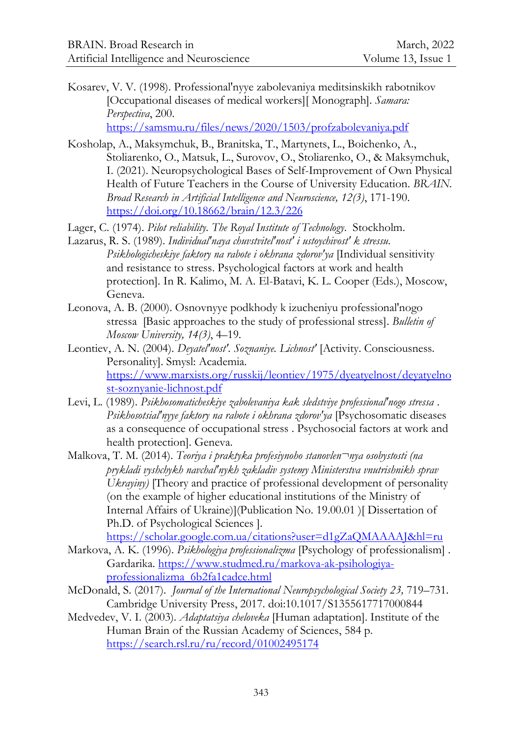Kosarev, V. V. (1998). Professional'nyye zabolevaniya meditsinskikh rabotnikov [Occupational diseases of medical workers][ Monograph]. *Samara: Perspectiva*, 200. https://samsmu.ru/files/news/2020/1503/profzabolevaniya.pdf

Kosholap, A., Maksymchuk, B., Branitska, T., Martynets, L., Boichenko, A., Stoliarenko, O., Matsuk, L., Surovov, O., Stoliarenko, O., & Maksymchuk, I. (2021). Neuropsychological Bases of Self-Improvement of Own Physical Health of Future Teachers in the Course of University Education. *BRAIN. Broad Research in Artificial Intelligence and Neuroscience, 12(3)*, 171-190. https://doi.org/10.18662/brain/12.3/226

Lager, C. (1974). *Pilot reliability. The Royal Institute of Technology*. Stockholm.

Lazarus, R. S. (1989). *Individual'naya chuvstvitel'nost' i ustoychivost' k stressu. Psikhologicheskiye faktory na rabote i okhrana zdorov'ya* [Individual sensitivity and resistance to stress. Psychological factors at work and health protection]. In R. Kalimo, M. A. El-Batavi, K. L. Cooper (Eds.), Moscow, Geneva.

Leonova, A. B. (2000). Osnovnyye podkhody k izucheniyu professional'nogo stressa [Basic approaches to the study of professional stress]. *Bulletin of Moscow University, 14(3)*, 4–19.

Leontiev, A. N. (2004). *Deyatel'nost'. Soznaniye. Lichnost'* [Activity. Consciousness. Personality]. Smysl: Academia. https://www.marxists.org/russkij/leontiev/1975/dyeatyelnost/deyatyelnost-soznyanie-lichnost.pdf

Levi, L. (1989). *Psikhosomaticheskiye zabolevaniya kak sledstviye professional'nogo stressa . Psikhosotsial'nyye faktory na rabote i okhrana zdorov'ya* [Psychosomatic diseases as a consequence of occupational stress . Psychosocial factors at work and health protection]. Geneva.

Malkova, T. M. (2014). *Teoriya i praktyka profesiynoho stanovlen¬nya osobystosti (na prykladi vyshchykh navchal'nykh zakladiv systemy Ministerstva vnutrishnikh sprav Ukrayiny)* [Theory and practice of professional development of personality (on the example of higher educational institutions of the Ministry of Internal Affairs of Ukraine)](Publication No. 19.00.01 )[ Dissertation of Ph.D. of Psychological Sciences ]. https://scholar.google.com.ua/citations?user=d1gZaQMAAAAJ&hl=ru

Markova, A. K. (1996). *Psikhologiya professionalizma* [Psychology of professionalism] . Gardarika. https://www.studmed.ru/markova-ak-psihologiya-professionalizma_6b2fa1cadce.html

McDonald, S. (2017). *Journal of the International Neuropsychological Society 23,* 719–731. Cambridge University Press, 2017. doi:10.1017/S1355617717000844

Medvedev, V. I. (2003). *Adaptatsiya cheloveka* [Human adaptation]. Institute of the Human Brain of the Russian Academy of Sciences, 584 p. https://search.rsl.ru/ru/record/01002495174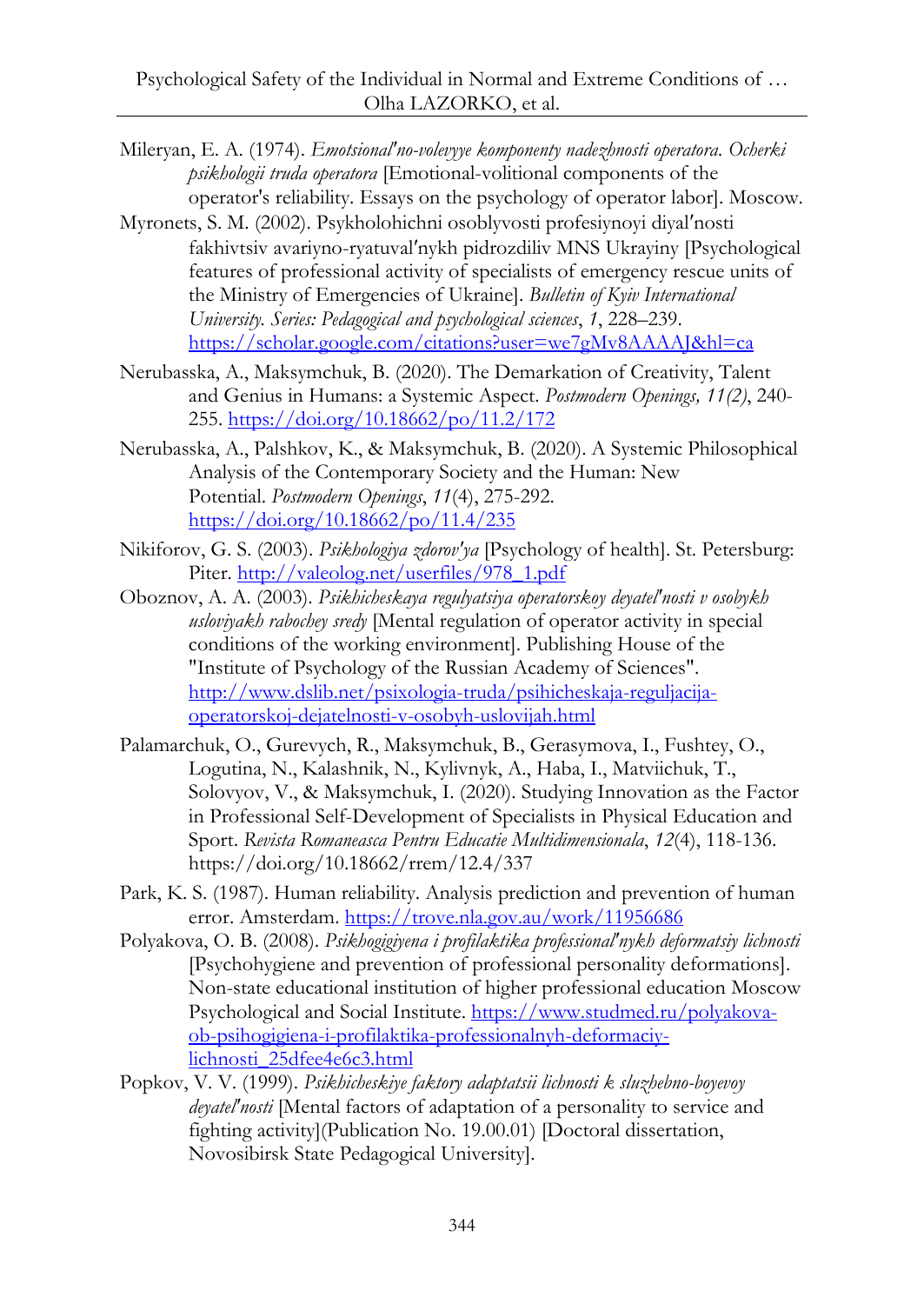Mileryan, E. A. (1974). *Emotsional′no-volevyye komponenty nadezhnosti operatora. Ocherki psikhologii truda operatora* [Emotional-volitional components of the operator's reliability. Essays on the psychology of operator labor]. Moscow.

Myronets, S. M. (2002). Psykholohichni osoblyvosti profesiynoyi diyal′nosti fakhivtsiv avariyno-ryatuval′nykh pidrozdiliv MNS Ukrayiny [Psychological features of professional activity of specialists of emergency rescue units of the Ministry of Emergencies of Ukraine]. *Bulletin of Kyiv International University. Series: Pedagogical and psychological sciences*, *1*, 228–239. https://scholar.google.com/citations?user=we7gMv8AAAAJ&hl=ca

Nerubasska, A., Maksymchuk, B. (2020). The Demarkation of Creativity, Talent and Genius in Humans: a Systemic Aspect. *Postmodern Openings, 11(2)*, 240-255. https://doi.org/10.18662/po/11.2/172

Nerubasska, A., Palshkov, K., & Maksymchuk, B. (2020). A Systemic Philosophical Analysis of the Contemporary Society and the Human: New Potential. *Postmodern Openings*, *11*(4), 275-292. https://doi.org/10.18662/po/11.4/235

Nikiforov, G. S. (2003). *Psikhologiya zdorov′ya* [Psychology of health]. St. Petersburg: Piter. http://valeolog.net/userfiles/978_1.pdf

Oboznov, A. A. (2003). *Psikhicheskaya regulyatsiya operatorskoy deyatel′nosti v osobykh usloviyakh rabochey sredy* [Mental regulation of operator activity in special conditions of the working environment]. Publishing House of the "Institute of Psychology of the Russian Academy of Sciences". http://www.dslib.net/psixologia-truda/psihicheskaja-reguljacija-operatorskoj-dejatelnosti-v-osobyh-uslovijah.html

Palamarchuk, O., Gurevych, R., Maksymchuk, B., Gerasymova, I., Fushtey, O., Logutina, N., Kalashnik, N., Kylivnyk, A., Haba, I., Matviichuk, T., Solovyov, V., & Maksymchuk, I. (2020). Studying Innovation as the Factor in Professional Self-Development of Specialists in Physical Education and Sport. *Revista Romaneasca Pentru Educatie Multidimensionala*, *12*(4), 118-136. https://doi.org/10.18662/rrem/12.4/337

Park, K. S. (1987). Human reliability. Analysis prediction and prevention of human error. Amsterdam. https://trove.nla.gov.au/work/11956686

Polyakova, O. B. (2008). *Psikhogigiyena i profilaktika professional′nykh deformatsiy lichnosti* [Psychohygiene and prevention of professional personality deformations]. Non-state educational institution of higher professional education Moscow Psychological and Social Institute. https://www.studmed.ru/polyakova-ob-psihogigiena-i-profilaktika-professionalnyh-deformaciy-lichnosti_25dfee4e6c3.html

Popkov, V. V. (1999). *Psikhicheskiye faktory adaptatsii lichnosti k sluzhebno-boyevoy deyatel′nosti* [Mental factors of adaptation of a personality to service and fighting activity](Publication No. 19.00.01) [Doctoral dissertation, Novosibirsk State Pedagogical University].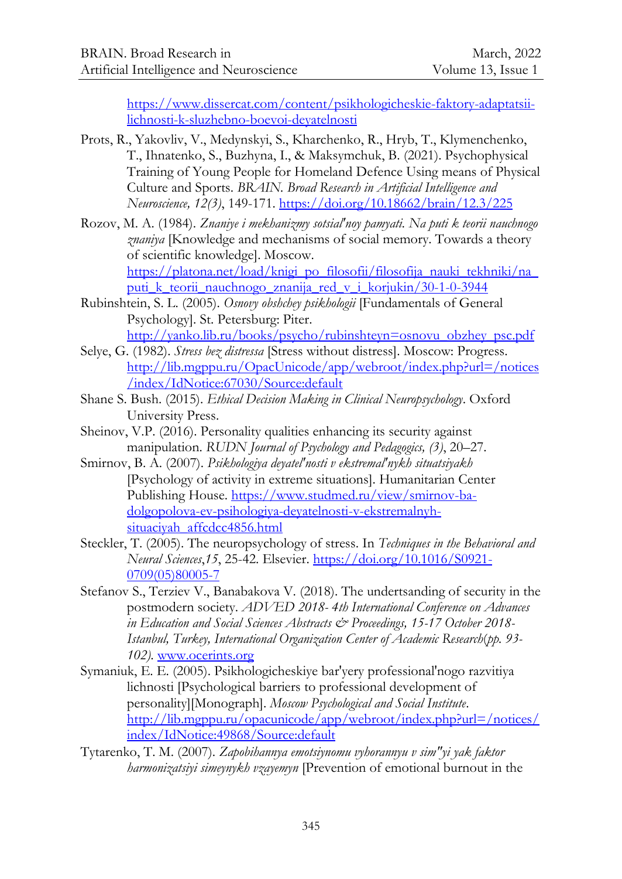https://www.dissercat.com/content/psikhologicheskie-faktory-adaptatsii-lichnosti-k-sluzhebno-boevoi-deyatelnosti

Prots, R., Yakovliv, V., Medynskyi, S., Kharchenko, R., Hryb, T., Klymenchenko, T., Ihnatenko, S., Buzhyna, I., & Maksymchuk, B. (2021). Psychophysical Training of Young People for Homeland Defence Using means of Physical Culture and Sports. *BRAIN. Broad Research in Artificial Intelligence and Neuroscience, 12(3)*, 149-171. https://doi.org/10.18662/brain/12.3/225

Rozov, M. A. (1984). *Znaniye i mekhanizmy sotsial'noy pamyati. Na puti k teorii nauchnogo znaniya* [Knowledge and mechanisms of social memory. Towards a theory of scientific knowledge]. Moscow. https://platona.net/load/knigi_po_filosofii/filosofija_nauki_tekhniki/na_puti_k_teorii_nauchnogo_znanija_red_v_i_korjukin/30-1-0-3944

Rubinshtein, S. L. (2005). *Osnovy obshchey psikhologii* [Fundamentals of General Psychology]. St. Petersburg: Piter. http://yanko.lib.ru/books/psycho/rubinshteyn=osnovu_obzhey_psc.pdf

Selye, G. (1982). *Stress bez distressa* [Stress without distress]. Moscow: Progress. http://lib.mgppu.ru/OpacUnicode/app/webroot/index.php?url=/notices/index/IdNotice:67030/Source:default

Shane S. Bush. (2015). *Ethical Decision Making in Clinical Neuropsychology*. Oxford University Press.

Sheinov, V.P. (2016). Personality qualities enhancing its security against manipulation. *RUDN Journal of Psychology and Pedagogics, (3)*, 20–27.

Smirnov, B. A. (2007). *Psikhologiya deyatel'nosti v ekstremal'nykh situatsiyakh* [Psychology of activity in extreme situations]. Humanitarian Center Publishing House. https://www.studmed.ru/view/smirnov-ba-dolgopolova-ev-psihologiya-deyatelnosti-v-ekstremalnyh-situaciyah_affcdcc4856.html

Steckler, T. (2005). The neuropsychology of stress. In *Techniques in the Behavioral and Neural Sciences*,*15*, 25-42. Elsevier. https://doi.org/10.1016/S0921-0709(05)80005-7

Stefanov S., Terziev V., Banabakova V. (2018). The undertsanding of security in the postmodern society. *ADVED 2018- 4th International Conference on Advances in Education and Social Sciences Abstracts & Proceedings, 15-17 October 2018- Istanbul, Turkey, International Organization Center of Academic Research(pp. 93-102).* www.ocerints.org

Symaniuk, E. E. (2005). Psikhologicheskiye bar'yery professional'nogo razvitiya lichnosti [Psychological barriers to professional development of personality][Monograph]. *Moscow Psychological and Social Institute*. http://lib.mgppu.ru/opacunicode/app/webroot/index.php?url=/notices/index/IdNotice:49868/Source:default

Tytarenko, T. M. (2007). *Zapobihannya emotsiynomu vyhorannyu v sim"yi yak faktor harmonizatsiyi simeynykh vzayemyn* [Prevention of emotional burnout in the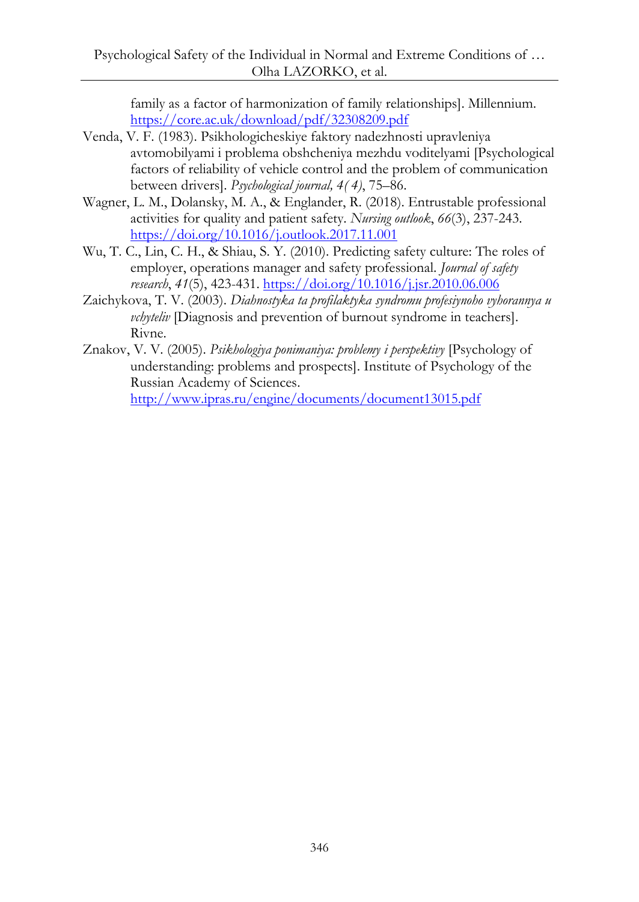family as a factor of harmonization of family relationships]. Millennium. https://core.ac.uk/download/pdf/32308209.pdf

Venda, V. F. (1983). Psikhologicheskiye faktory nadezhnosti upravleniya avtomobilyami i problema obshcheniya mezhdu voditelyami [Psychological factors of reliability of vehicle control and the problem of communication between drivers]. *Psychological journal, 4(4)*, 75–86.

Wagner, L. M., Dolansky, M. A., & Englander, R. (2018). Entrustable professional activities for quality and patient safety. *Nursing outlook*, *66*(3), 237-243. https://doi.org/10.1016/j.outlook.2017.11.001

Wu, T. C., Lin, C. H., & Shiau, S. Y. (2010). Predicting safety culture: The roles of employer, operations manager and safety professional. *Journal of safety research*, *41*(5), 423-431. https://doi.org/10.1016/j.jsr.2010.06.006

Zaichykova, T. V. (2003). *Diahnostyka ta profilaktyka syndromu profesiynoho vyhorannya u vchyteliv* [Diagnosis and prevention of burnout syndrome in teachers]. Rivne.

Znakov, V. V. (2005). *Psikhologiya ponimaniya: problemy i perspektivy* [Psychology of understanding: problems and prospects]. Institute of Psychology of the Russian Academy of Sciences. http://www.ipras.ru/engine/documents/document13015.pdf